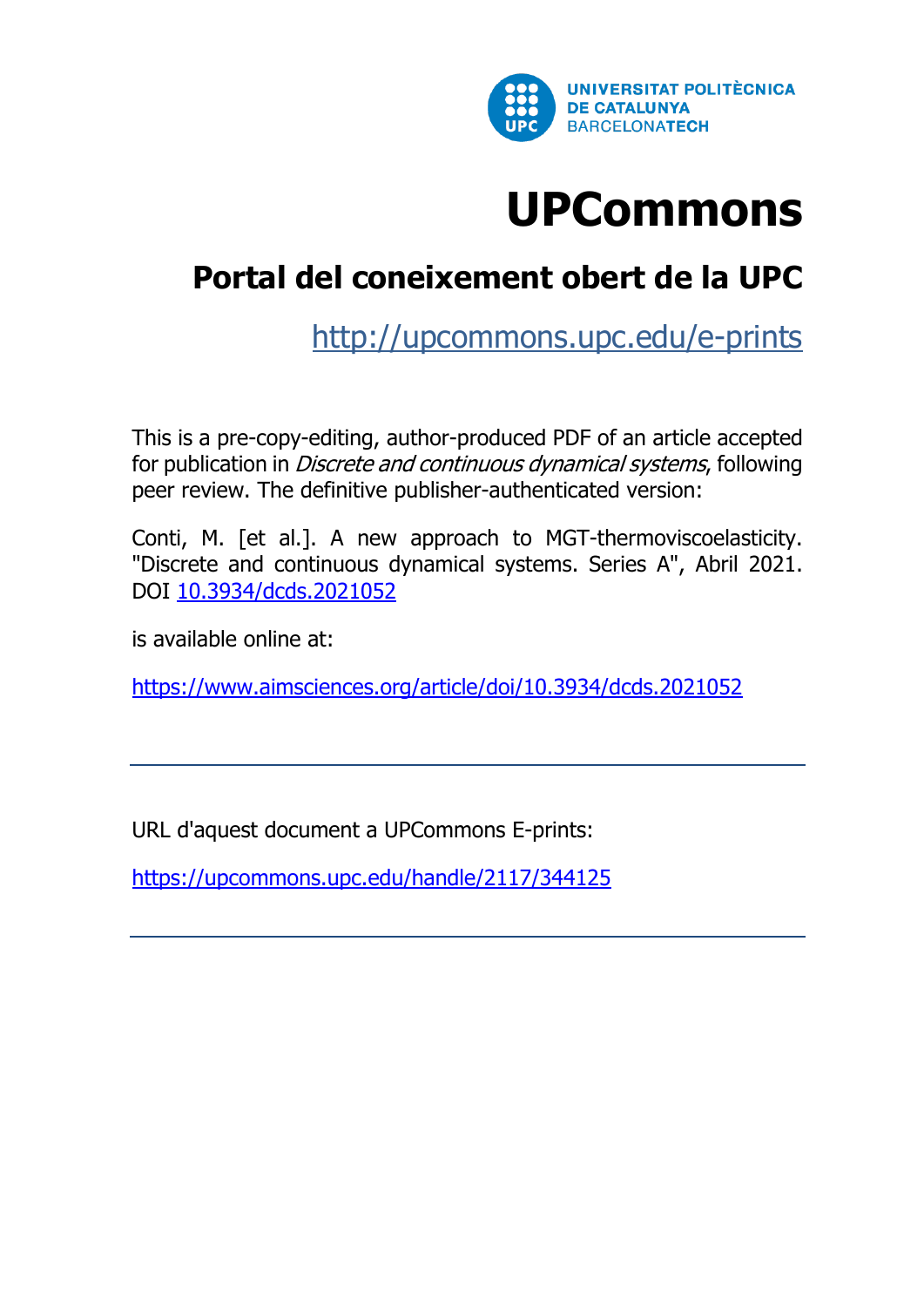UNIVERSITAT POLITÈCNICA DE CATALUNYA
BARCELONATECH

# UPCommons

## Portal del coneixement obert de la UPC

http://upcommons.upc.edu/e-prints

This is a pre-copy-editing, author-produced PDF of an article accepted for publication in *Discrete and continuous dynamical systems*, following peer review. The definitive publisher-authenticated version:

Conti, M. [et al.]. A new approach to MGT-thermoviscoelasticity. "Discrete and continuous dynamical systems. Series A", Abril 2021. DOI 10.3934/dcds.2021052

is available online at:

https://www.aimsciences.org/article/doi/10.3934/dcds.2021052

---

URL d'aquest document a UPCommons E-prints:

https://upcommons.upc.edu/handle/2117/344125

---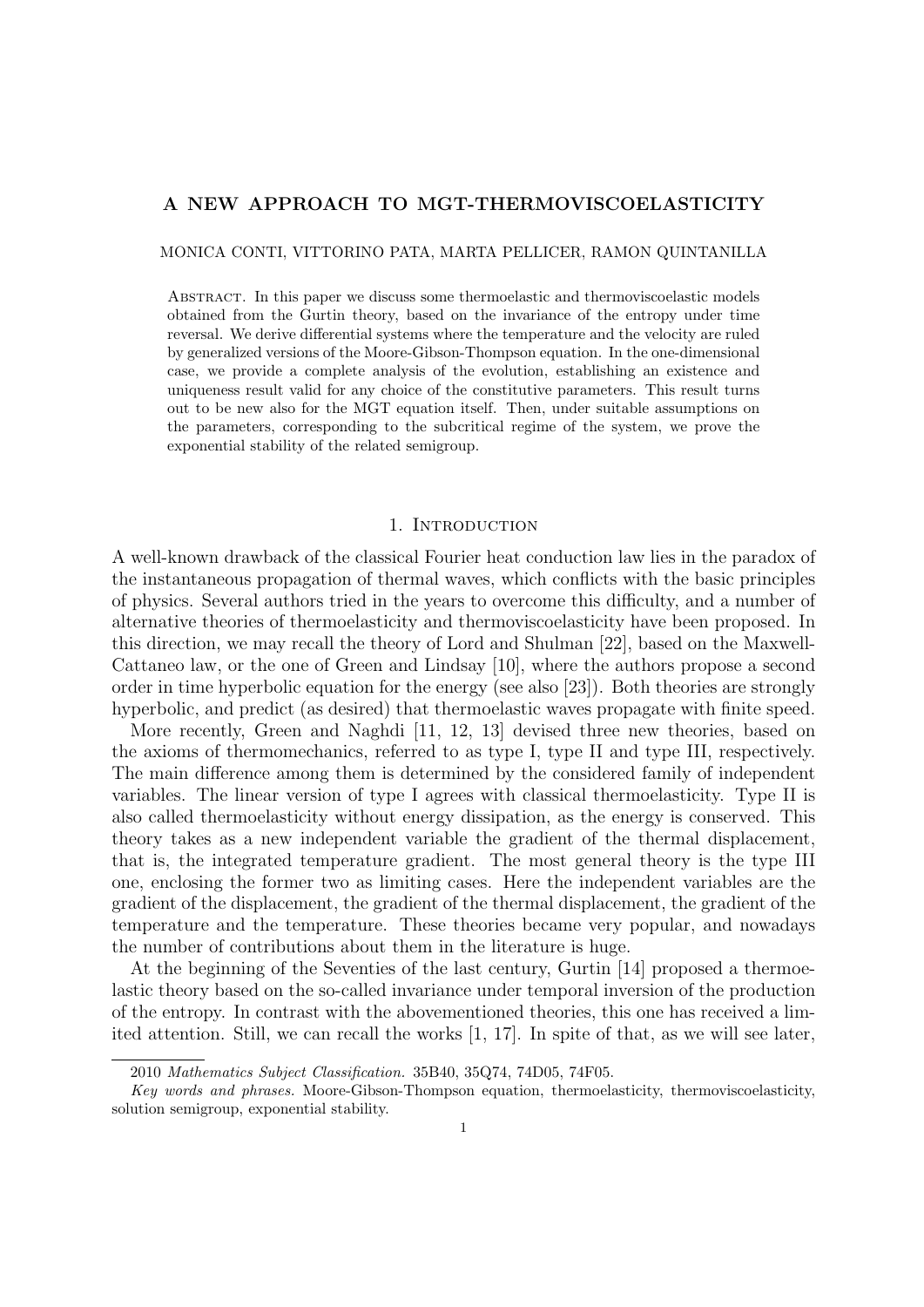# A NEW APPROACH TO MGT-THERMOVISCOELASTICITY

MONICA CONTI, VITTORINO PATA, MARTA PELLICER, RAMON QUINTANILLA

Abstract. In this paper we discuss some thermoelastic and thermoviscoelastic models obtained from the Gurtin theory, based on the invariance of the entropy under time reversal. We derive differential systems where the temperature and the velocity are ruled by generalized versions of the Moore-Gibson-Thompson equation. In the one-dimensional case, we provide a complete analysis of the evolution, establishing an existence and uniqueness result valid for any choice of the constitutive parameters. This result turns out to be new also for the MGT equation itself. Then, under suitable assumptions on the parameters, corresponding to the subcritical regime of the system, we prove the exponential stability of the related semigroup.

## 1. Introduction

A well-known drawback of the classical Fourier heat conduction law lies in the paradox of the instantaneous propagation of thermal waves, which conflicts with the basic principles of physics. Several authors tried in the years to overcome this difficulty, and a number of alternative theories of thermoelasticity and thermoviscoelasticity have been proposed. In this direction, we may recall the theory of Lord and Shulman [22], based on the Maxwell-Cattaneo law, or the one of Green and Lindsay [10], where the authors propose a second order in time hyperbolic equation for the energy (see also [23]). Both theories are strongly hyperbolic, and predict (as desired) that thermoelastic waves propagate with finite speed.

More recently, Green and Naghdi [11, 12, 13] devised three new theories, based on the axioms of thermomechanics, referred to as type I, type II and type III, respectively. The main difference among them is determined by the considered family of independent variables. The linear version of type I agrees with classical thermoelasticity. Type II is also called thermoelasticity without energy dissipation, as the energy is conserved. This theory takes as a new independent variable the gradient of the thermal displacement, that is, the integrated temperature gradient. The most general theory is the type III one, enclosing the former two as limiting cases. Here the independent variables are the gradient of the displacement, the gradient of the thermal displacement, the gradient of the temperature and the temperature. These theories became very popular, and nowadays the number of contributions about them in the literature is huge.

At the beginning of the Seventies of the last century, Gurtin [14] proposed a thermoelastic theory based on the so-called invariance under temporal inversion of the production of the entropy. In contrast with the abovementioned theories, this one has received a limited attention. Still, we can recall the works [1, 17]. In spite of that, as we will see later,

---

2010 *Mathematics Subject Classification.* 35B40, 35Q74, 74D05, 74F05.

*Key words and phrases.* Moore-Gibson-Thompson equation, thermoelasticity, thermoviscoelasticity, solution semigroup, exponential stability.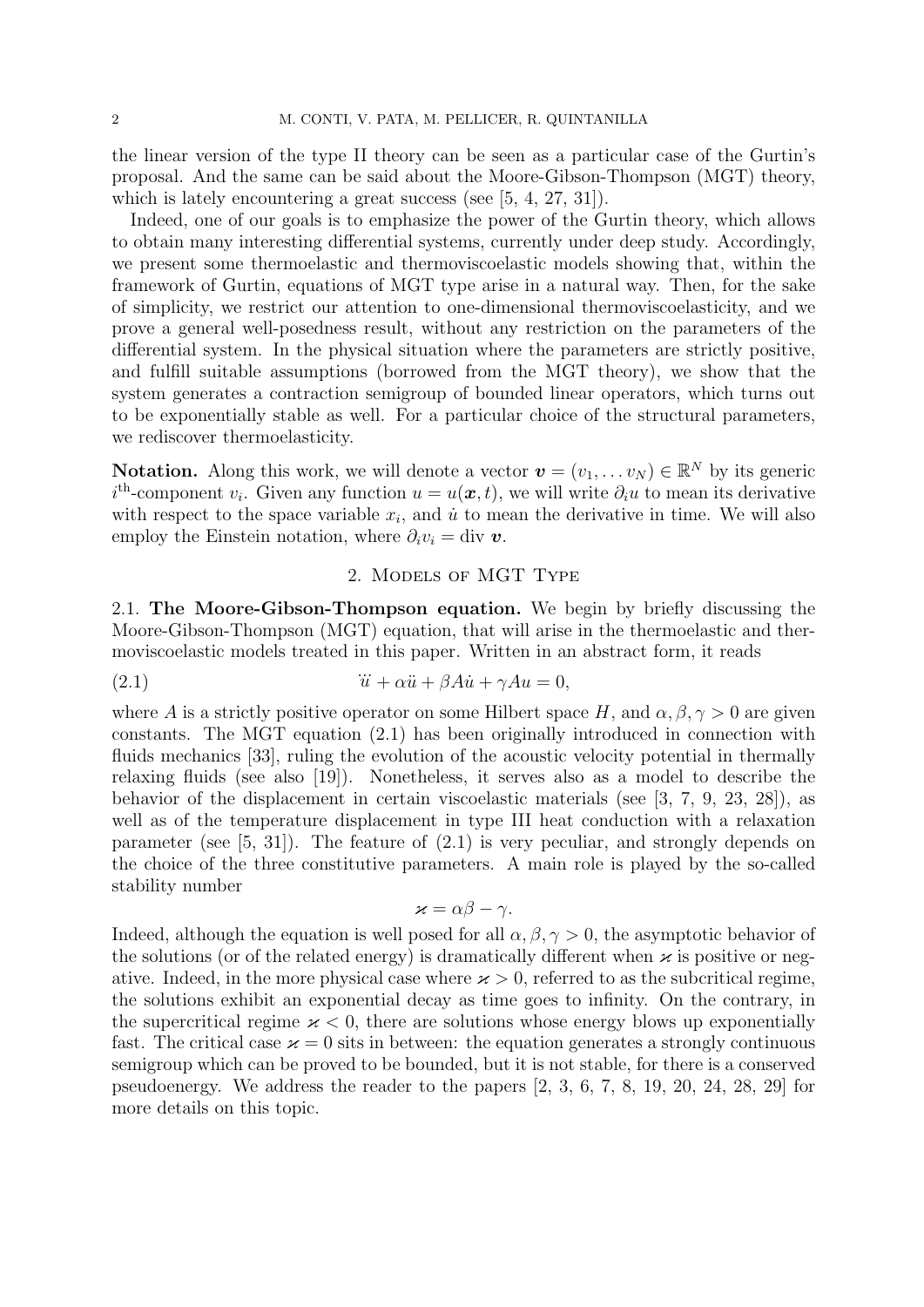the linear version of the type II theory can be seen as a particular case of the Gurtin's proposal. And the same can be said about the Moore-Gibson-Thompson (MGT) theory, which is lately encountering a great success (see [5, 4, 27, 31]).

Indeed, one of our goals is to emphasize the power of the Gurtin theory, which allows to obtain many interesting differential systems, currently under deep study. Accordingly, we present some thermoelastic and thermoviscoelastic models showing that, within the framework of Gurtin, equations of MGT type arise in a natural way. Then, for the sake of simplicity, we restrict our attention to one-dimensional thermoviscoelasticity, and we prove a general well-posedness result, without any restriction on the parameters of the differential system. In the physical situation where the parameters are strictly positive, and fulfill suitable assumptions (borrowed from the MGT theory), we show that the system generates a contraction semigroup of bounded linear operators, which turns out to be exponentially stable as well. For a particular choice of the structural parameters, we rediscover thermoelasticity.

**Notation.** Along this work, we will denote a vector $\boldsymbol{v} = (v_1, \dots v_N) \in \mathbb{R}^N$ by its generic $i^{\text{th}}$-component $v_i$. Given any function $u = u(\boldsymbol{x}, t)$, we will write $\partial_i u$ to mean its derivative with respect to the space variable $x_i$, and $\dot{u}$ to mean the derivative in time. We will also employ the Einstein notation, where $\partial_i v_i = \text{div}\, \boldsymbol{v}$.

## 2. Models of MGT Type

**2.1. The Moore-Gibson-Thompson equation.** We begin by briefly discussing the Moore-Gibson-Thompson (MGT) equation, that will arise in the thermoelastic and thermoviscoelastic models treated in this paper. Written in an abstract form, it reads

$$\dddot{u} + \alpha \ddot{u} + \beta A \dot{u} + \gamma A u = 0, \tag{2.1}$$

where $A$ is a strictly positive operator on some Hilbert space $H$, and $\alpha, \beta, \gamma > 0$ are given constants. The MGT equation (2.1) has been originally introduced in connection with fluids mechanics [33], ruling the evolution of the acoustic velocity potential in thermally relaxing fluids (see also [19]). Nonetheless, it serves also as a model to describe the behavior of the displacement in certain viscoelastic materials (see [3, 7, 9, 23, 28]), as well as of the temperature displacement in type III heat conduction with a relaxation parameter (see [5, 31]). The feature of (2.1) is very peculiar, and strongly depends on the choice of the three constitutive parameters. A main role is played by the so-called stability number

$$\varkappa = \alpha\beta - \gamma.$$

Indeed, although the equation is well posed for all $\alpha, \beta, \gamma > 0$, the asymptotic behavior of the solutions (or of the related energy) is dramatically different when $\varkappa$ is positive or negative. Indeed, in the more physical case where $\varkappa > 0$, referred to as the subcritical regime, the solutions exhibit an exponential decay as time goes to infinity. On the contrary, in the supercritical regime $\varkappa < 0$, there are solutions whose energy blows up exponentially fast. The critical case $\varkappa = 0$ sits in between: the equation generates a strongly continuous semigroup which can be proved to be bounded, but it is not stable, for there is a conserved pseudoenergy. We address the reader to the papers [2, 3, 6, 7, 8, 19, 20, 24, 28, 29] for more details on this topic.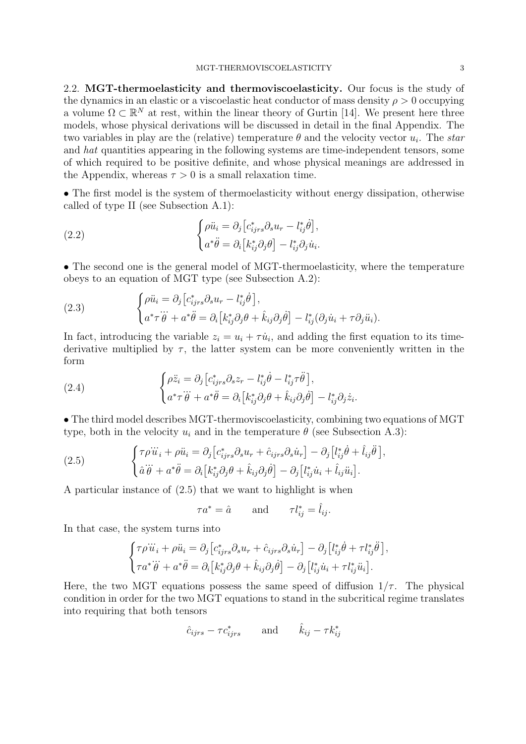2.2. **MGT-thermoelasticity and thermoviscoelasticity.** Our focus is the study of the dynamics in an elastic or a viscoelastic heat conductor of mass density $\rho > 0$ occupying a volume $\Omega \subset \mathbb{R}^N$ at rest, within the linear theory of Gurtin [14]. We present here three models, whose physical derivations will be discussed in detail in the final Appendix. The two variables in play are the (relative) temperature $\theta$ and the velocity vector $u_i$. The *star* and *hat* quantities appearing in the following systems are time-independent tensors, some of which required to be positive definite, and whose physical meanings are addressed in the Appendix, whereas $\tau > 0$ is a small relaxation time.

• The first model is the system of thermoelasticity without energy dissipation, otherwise called of type II (see Subsection A.1):

$$
\begin{cases} \rho \ddot{u}_i = \partial_j \big[ c^*_{ijrs} \partial_s u_r - l^*_{ij} \dot{\theta} \big], \\ a^* \ddot{\theta} = \partial_i \big[ k^*_{ij} \partial_j \theta \big] - l^*_{ij} \partial_j \dot{u}_i. \end{cases} \tag{2.2}
$$

• The second one is the general model of MGT-thermoelasticity, where the temperature obeys to an equation of MGT type (see Subsection A.2):

$$
\begin{cases} \rho \ddot{u}_i = \partial_j \big[ c^*_{ijrs} \partial_s u_r - l^*_{ij} \dot{\theta} \big], \\ a^* \tau \dddot{\theta} + a^* \ddot{\theta} = \partial_i \big[ k^*_{ij} \partial_j \theta + \hat{k}_{ij} \partial_j \dot{\theta} \big] - l^*_{ij} (\partial_j \dot{u}_i + \tau \partial_j \ddot{u}_i). \end{cases} \tag{2.3}
$$

In fact, introducing the variable $z_i = u_i + \tau \dot{u}_i$, and adding the first equation to its time-derivative multiplied by $\tau$, the latter system can be more conveniently written in the form

$$
\begin{cases} \rho \ddot{z}_i = \partial_j \big[ c^*_{ijrs} \partial_s z_r - l^*_{ij} \dot{\theta} - l^*_{ij} \tau \ddot{\theta} \big], \\ a^* \tau \dddot{\theta} + a^* \ddot{\theta} = \partial_i \big[ k^*_{ij} \partial_j \theta + \hat{k}_{ij} \partial_j \dot{\theta} \big] - l^*_{ij} \partial_j \dot{z}_i. \end{cases} \tag{2.4}
$$

• The third model describes MGT-thermoviscoelasticity, combining two equations of MGT type, both in the velocity $u_i$ and in the temperature $\theta$ (see Subsection A.3):

$$
\begin{cases} \tau \rho \dddot{u}_i + \rho \ddot{u}_i = \partial_j \big[ c^*_{ijrs} \partial_s u_r + \hat{c}_{ijrs} \partial_s \dot{u}_r \big] - \partial_j \big[ l^*_{ij} \dot{\theta} + \hat{l}_{ij} \ddot{\theta} \big], \\ \hat{a} \dddot{\theta} + a^* \ddot{\theta} = \partial_i \big[ k^*_{ij} \partial_j \theta + \hat{k}_{ij} \partial_j \dot{\theta} \big] - \partial_j \big[ l^*_{ij} \dot{u}_i + \hat{l}_{ij} \ddot{u}_i \big]. \end{cases} \tag{2.5}
$$

A particular instance of (2.5) that we want to highlight is when

$$
\tau a^* = \hat{a} \qquad \text{and} \qquad \tau l^*_{ij} = \hat{l}_{ij}.
$$

In that case, the system turns into

$$
\begin{cases} \tau \rho \dddot{u}_i + \rho \ddot{u}_i = \partial_j \big[ c^*_{ijrs} \partial_s u_r + \hat{c}_{ijrs} \partial_s \dot{u}_r \big] - \partial_j \big[ l^*_{ij} \dot{\theta} + \tau l^*_{ij} \ddot{\theta} \big], \\ \tau a^* \dddot{\theta} + a^* \ddot{\theta} = \partial_i \big[ k^*_{ij} \partial_j \theta + \hat{k}_{ij} \partial_j \dot{\theta} \big] - \partial_j \big[ l^*_{ij} \dot{u}_i + \tau l^*_{ij} \ddot{u}_i \big]. \end{cases}
$$

Here, the two MGT equations possess the same speed of diffusion $1/\tau$. The physical condition in order for the two MGT equations to stand in the subcritical regime translates into requiring that both tensors

$$
\hat{c}_{ijrs} - \tau c^*_{ijrs} \qquad \text{and} \qquad \hat{k}_{ij} - \tau k^*_{ij}
$$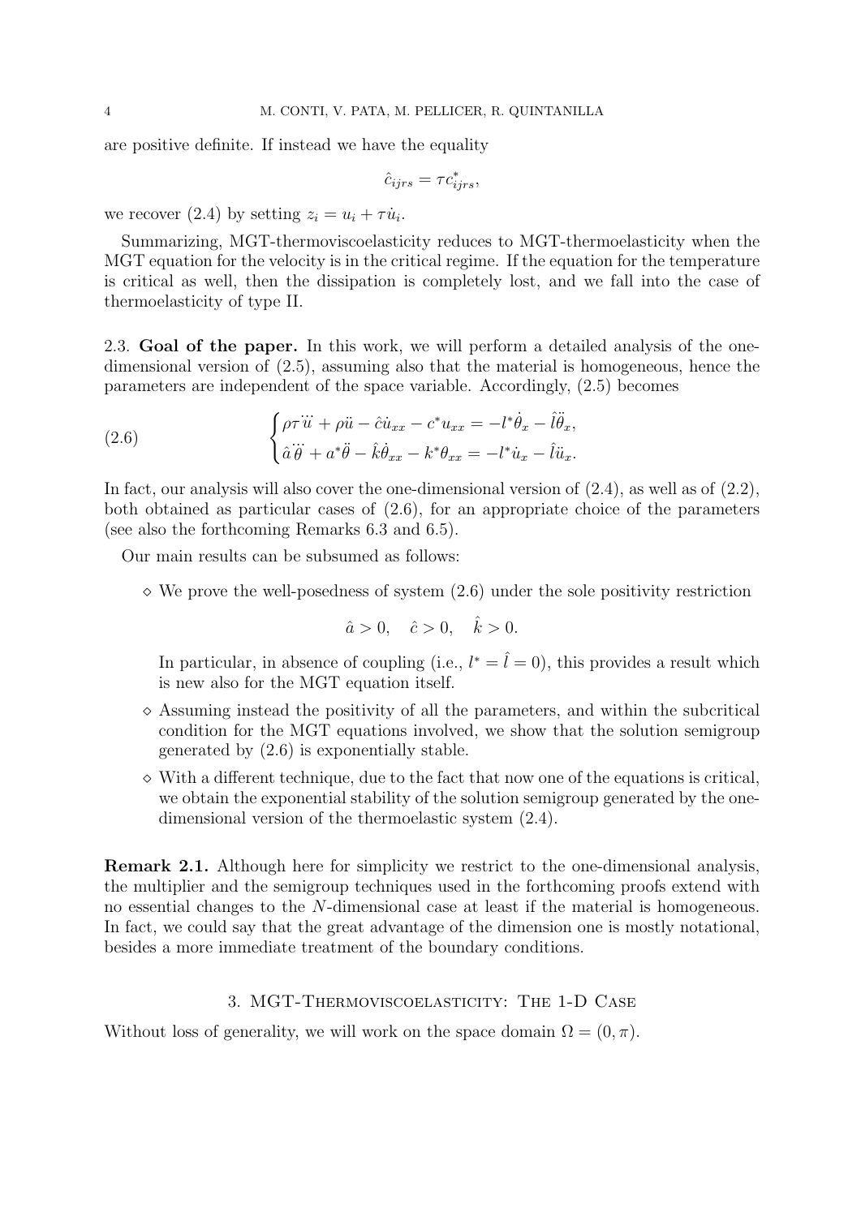are positive definite. If instead we have the equality

$$\hat{c}_{ijrs} = \tau c^*_{ijrs},$$

we recover (2.4) by setting $z_i = u_i + \tau \dot{u}_i$.

Summarizing, MGT-thermoviscoelasticity reduces to MGT-thermoelasticity when the MGT equation for the velocity is in the critical regime. If the equation for the temperature is critical as well, then the dissipation is completely lost, and we fall into the case of thermoelasticity of type II.

2.3. **Goal of the paper.** In this work, we will perform a detailed analysis of the one-dimensional version of (2.5), assuming also that the material is homogeneous, hence the parameters are independent of the space variable. Accordingly, (2.5) becomes

$$\begin{cases} \rho\tau\dddot{u} + \rho\ddot{u} - \hat{c}\dot{u}_{xx} - c^* u_{xx} = -l^*\dot{\theta}_x - \hat{l}\ddot{\theta}_x, \\ \hat{a}\dddot{\theta} + a^*\ddot{\theta} - \hat{k}\dot{\theta}_{xx} - k^*\theta_{xx} = -l^*\dot{u}_x - \hat{l}\ddot{u}_x. \end{cases} \tag{2.6}$$

In fact, our analysis will also cover the one-dimensional version of (2.4), as well as of (2.2), both obtained as particular cases of (2.6), for an appropriate choice of the parameters (see also the forthcoming Remarks 6.3 and 6.5).

Our main results can be subsumed as follows:

- ◇ We prove the well-posedness of system (2.6) under the sole positivity restriction

  $$\hat{a} > 0, \quad \hat{c} > 0, \quad \hat{k} > 0.$$

  In particular, in absence of coupling (i.e., $l^* = \hat{l} = 0$), this provides a result which is new also for the MGT equation itself.
- ◇ Assuming instead the positivity of all the parameters, and within the subcritical condition for the MGT equations involved, we show that the solution semigroup generated by (2.6) is exponentially stable.
- ◇ With a different technique, due to the fact that now one of the equations is critical, we obtain the exponential stability of the solution semigroup generated by the one-dimensional version of the thermoelastic system (2.4).

**Remark 2.1.** Although here for simplicity we restrict to the one-dimensional analysis, the multiplier and the semigroup techniques used in the forthcoming proofs extend with no essential changes to the $N$-dimensional case at least if the material is homogeneous. In fact, we could say that the great advantage of the dimension one is mostly notational, besides a more immediate treatment of the boundary conditions.

## 3. MGT-Thermoviscoelasticity: The 1-D Case

Without loss of generality, we will work on the space domain $\Omega = (0, \pi)$.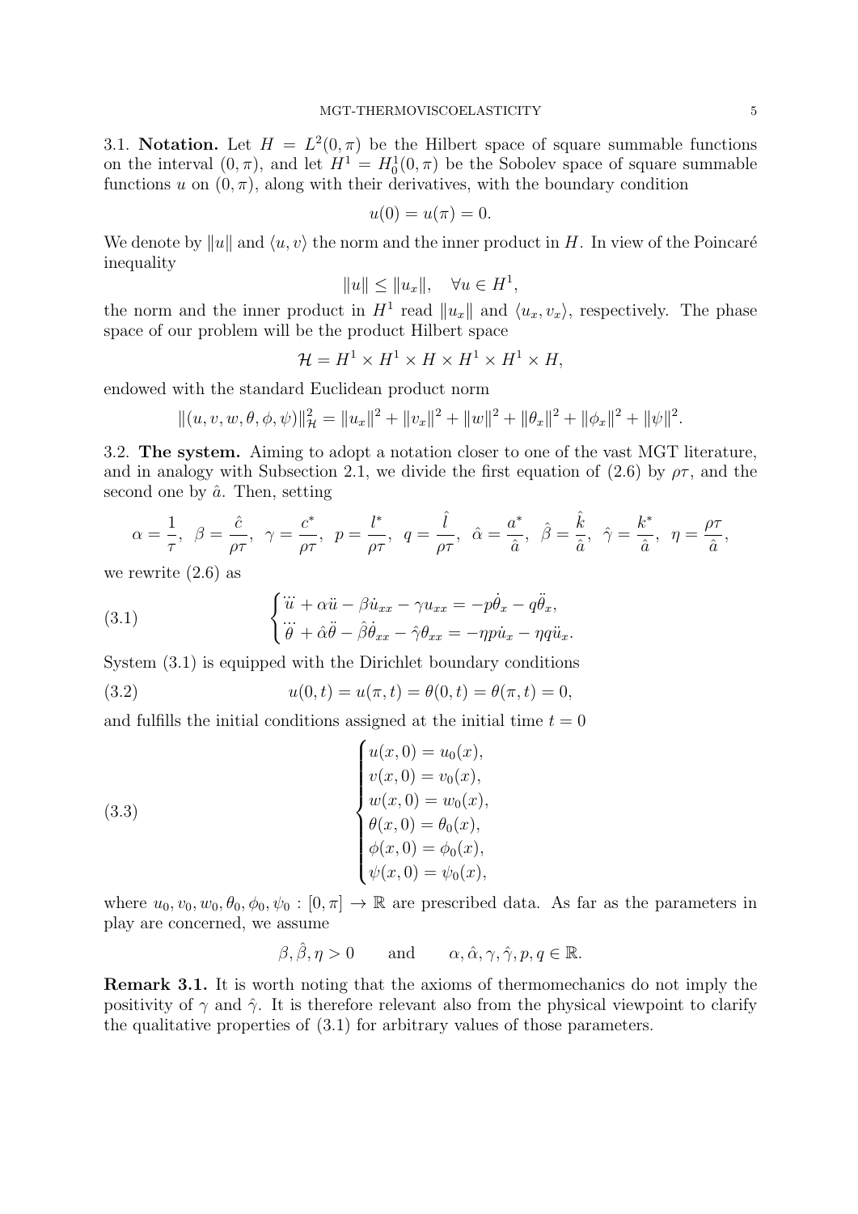3.1. **Notation.** Let $H = L^2(0,\pi)$ be the Hilbert space of square summable functions on the interval $(0,\pi)$, and let $H^1 = H_0^1(0,\pi)$ be the Sobolev space of square summable functions $u$ on $(0,\pi)$, along with their derivatives, with the boundary condition

$$u(0) = u(\pi) = 0.$$

We denote by $\|u\|$ and $\langle u, v\rangle$ the norm and the inner product in $H$. In view of the Poincaré inequality

$$\|u\| \leq \|u_x\|, \quad \forall u \in H^1,$$

the norm and the inner product in $H^1$ read $\|u_x\|$ and $\langle u_x, v_x\rangle$, respectively. The phase space of our problem will be the product Hilbert space

$$\mathcal{H} = H^1 \times H^1 \times H \times H^1 \times H^1 \times H,$$

endowed with the standard Euclidean product norm

$$\|(u, v, w, \theta, \phi, \psi)\|_{\mathcal{H}}^2 = \|u_x\|^2 + \|v_x\|^2 + \|w\|^2 + \|\theta_x\|^2 + \|\phi_x\|^2 + \|\psi\|^2.$$

3.2. **The system.** Aiming to adopt a notation closer to one of the vast MGT literature, and in analogy with Subsection 2.1, we divide the first equation of (2.6) by $\rho\tau$, and the second one by $\hat{a}$. Then, setting

$$\alpha = \frac{1}{\tau}, \;\; \beta = \frac{\hat{c}}{\rho\tau}, \;\; \gamma = \frac{c^*}{\rho\tau}, \;\; p = \frac{l^*}{\rho\tau}, \;\; q = \frac{\hat{l}}{\rho\tau}, \;\; \hat{\alpha} = \frac{a^*}{\hat{a}}, \;\; \hat{\beta} = \frac{\hat{k}}{\hat{a}}, \;\; \hat{\gamma} = \frac{k^*}{\hat{a}}, \;\; \eta = \frac{\rho\tau}{\hat{a}},$$

we rewrite (2.6) as

$$\begin{cases} \dddot{u} + \alpha\ddot{u} - \beta\dot{u}_{xx} - \gamma u_{xx} = -p\dot{\theta}_x - q\ddot{\theta}_x, \\ \dddot{\theta} + \hat{\alpha}\ddot{\theta} - \hat{\beta}\dot{\theta}_{xx} - \hat{\gamma}\theta_{xx} = -\eta p\dot{u}_x - \eta q\ddot{u}_x. \end{cases} \tag{3.1}$$

System (3.1) is equipped with the Dirichlet boundary conditions

$$u(0,t) = u(\pi,t) = \theta(0,t) = \theta(\pi,t) = 0, \tag{3.2}$$

and fulfills the initial conditions assigned at the initial time $t = 0$

$$\begin{cases} u(x,0) = u_0(x), \\ v(x,0) = v_0(x), \\ w(x,0) = w_0(x), \\ \theta(x,0) = \theta_0(x), \\ \phi(x,0) = \phi_0(x), \\ \psi(x,0) = \psi_0(x), \end{cases} \tag{3.3}$$

where $u_0, v_0, w_0, \theta_0, \phi_0, \psi_0 : [0,\pi] \to \mathbb{R}$ are prescribed data. As far as the parameters in play are concerned, we assume

$$\beta, \hat{\beta}, \eta > 0 \qquad \text{and} \qquad \alpha, \hat{\alpha}, \gamma, \hat{\gamma}, p, q \in \mathbb{R}.$$

**Remark 3.1.** It is worth noting that the axioms of thermomechanics do not imply the positivity of $\gamma$ and $\hat{\gamma}$. It is therefore relevant also from the physical viewpoint to clarify the qualitative properties of (3.1) for arbitrary values of those parameters.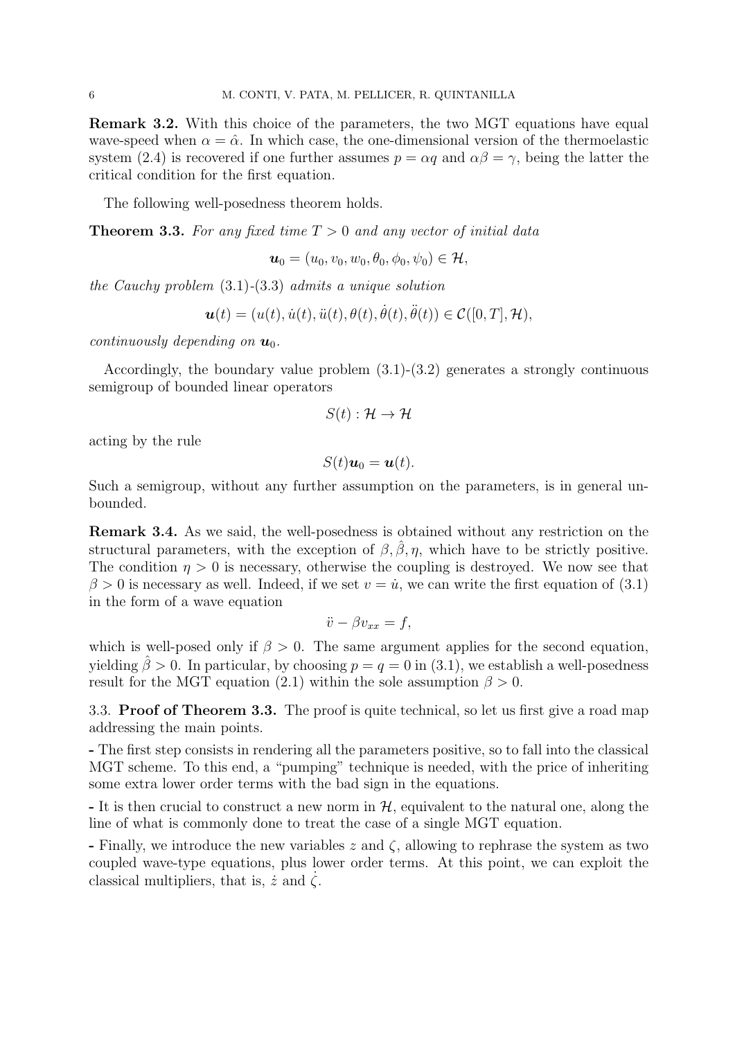**Remark 3.2.** With this choice of the parameters, the two MGT equations have equal wave-speed when $\alpha = \hat{\alpha}$. In which case, the one-dimensional version of the thermoelastic system (2.4) is recovered if one further assumes $p = \alpha q$ and $\alpha\beta = \gamma$, being the latter the critical condition for the first equation.

The following well-posedness theorem holds.

**Theorem 3.3.** *For any fixed time $T > 0$ and any vector of initial data*

$$\boldsymbol{u}_0 = (u_0, v_0, w_0, \theta_0, \phi_0, \psi_0) \in \mathcal{H},$$

*the Cauchy problem* (3.1)-(3.3) *admits a unique solution*

$$\boldsymbol{u}(t) = (u(t), \dot{u}(t), \ddot{u}(t), \theta(t), \dot{\theta}(t), \ddot{\theta}(t)) \in \mathcal{C}([0,T], \mathcal{H}),$$

*continuously depending on $\boldsymbol{u}_0$.*

Accordingly, the boundary value problem (3.1)-(3.2) generates a strongly continuous semigroup of bounded linear operators

$$S(t) : \mathcal{H} \to \mathcal{H}$$

acting by the rule

$$S(t)\boldsymbol{u}_0 = \boldsymbol{u}(t).$$

Such a semigroup, without any further assumption on the parameters, is in general unbounded.

**Remark 3.4.** As we said, the well-posedness is obtained without any restriction on the structural parameters, with the exception of $\beta, \hat{\beta}, \eta$, which have to be strictly positive. The condition $\eta > 0$ is necessary, otherwise the coupling is destroyed. We now see that $\beta > 0$ is necessary as well. Indeed, if we set $v = \dot{u}$, we can write the first equation of (3.1) in the form of a wave equation

$$\ddot{v} - \beta v_{xx} = f,$$

which is well-posed only if $\beta > 0$. The same argument applies for the second equation, yielding $\hat{\beta} > 0$. In particular, by choosing $p = q = 0$ in (3.1), we establish a well-posedness result for the MGT equation (2.1) within the sole assumption $\beta > 0$.

### 3.3. Proof of Theorem 3.3.

The proof is quite technical, so let us first give a road map addressing the main points.

**-** The first step consists in rendering all the parameters positive, so to fall into the classical MGT scheme. To this end, a "pumping" technique is needed, with the price of inheriting some extra lower order terms with the bad sign in the equations.

**-** It is then crucial to construct a new norm in $\mathcal{H}$, equivalent to the natural one, along the line of what is commonly done to treat the case of a single MGT equation.

**-** Finally, we introduce the new variables $z$ and $\zeta$, allowing to rephrase the system as two coupled wave-type equations, plus lower order terms. At this point, we can exploit the classical multipliers, that is, $\dot{z}$ and $\dot{\zeta}$.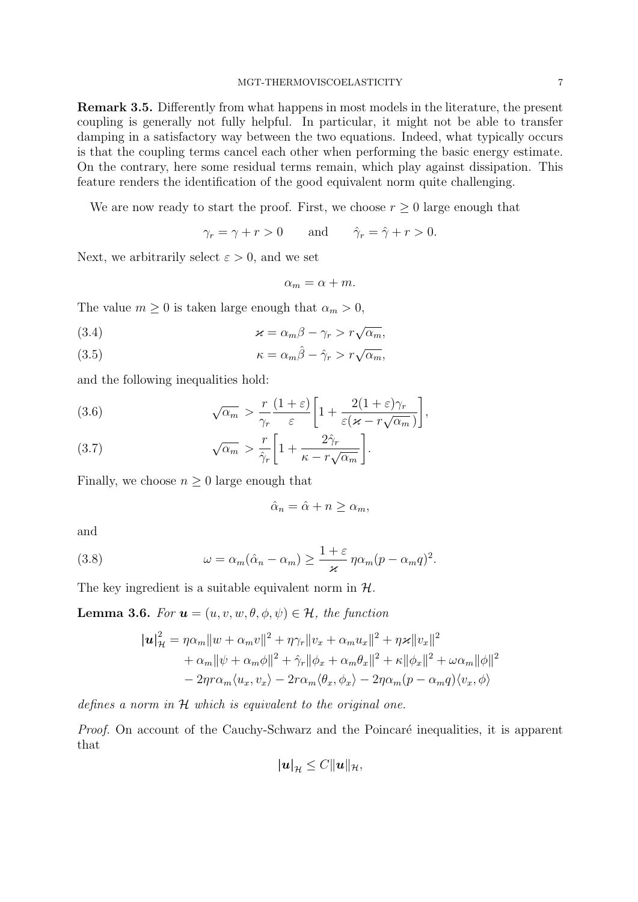**Remark 3.5.** Differently from what happens in most models in the literature, the present coupling is generally not fully helpful. In particular, it might not be able to transfer damping in a satisfactory way between the two equations. Indeed, what typically occurs is that the coupling terms cancel each other when performing the basic energy estimate. On the contrary, here some residual terms remain, which play against dissipation. This feature renders the identification of the good equivalent norm quite challenging.

We are now ready to start the proof. First, we choose $r \geq 0$ large enough that

$$\gamma_r = \gamma + r > 0 \qquad \text{and} \qquad \hat{\gamma}_r = \hat{\gamma} + r > 0.$$

Next, we arbitrarily select $\varepsilon > 0$, and we set

$$\alpha_m = \alpha + m.$$

The value $m \geq 0$ is taken large enough that $\alpha_m > 0$,

$$\varkappa = \alpha_m \beta - \gamma_r > r\sqrt{\alpha_m}, \tag{3.4}$$

$$\kappa = \alpha_m \hat{\beta} - \hat{\gamma}_r > r\sqrt{\alpha_m}, \tag{3.5}$$

and the following inequalities hold:

$$\sqrt{\alpha_m} > \frac{r}{\gamma_r}\frac{(1+\varepsilon)}{\varepsilon}\left[1 + \frac{2(1+\varepsilon)\gamma_r}{\varepsilon(\varkappa - r\sqrt{\alpha_m})}\right], \tag{3.6}$$

$$\sqrt{\alpha_m} > \frac{r}{\hat{\gamma}_r}\left[1 + \frac{2\hat{\gamma}_r}{\kappa - r\sqrt{\alpha_m}}\right]. \tag{3.7}$$

Finally, we choose $n \geq 0$ large enough that

$$\hat{\alpha}_n = \hat{\alpha} + n \geq \alpha_m,$$

and

$$\omega = \alpha_m(\hat{\alpha}_n - \alpha_m) \geq \frac{1+\varepsilon}{\varkappa}\,\eta\alpha_m(p - \alpha_m q)^2. \tag{3.8}$$

The key ingredient is a suitable equivalent norm in $\mathcal{H}$.

**Lemma 3.6.** *For $\boldsymbol{u} = (u, v, w, \theta, \phi, \psi) \in \mathcal{H}$, the function*

$$\begin{aligned}
|\boldsymbol{u}|_{\mathcal{H}}^2 &= \eta\alpha_m\|w + \alpha_m v\|^2 + \eta\gamma_r\|v_x + \alpha_m u_x\|^2 + \eta\varkappa\|v_x\|^2 \\
&\quad + \alpha_m\|\psi + \alpha_m\phi\|^2 + \hat{\gamma}_r\|\phi_x + \alpha_m\theta_x\|^2 + \kappa\|\phi_x\|^2 + \omega\alpha_m\|\phi\|^2 \\
&\quad - 2\eta r\alpha_m\langle u_x, v_x\rangle - 2r\alpha_m\langle\theta_x, \phi_x\rangle - 2\eta\alpha_m(p - \alpha_m q)\langle v_x, \phi\rangle
\end{aligned}$$

*defines a norm in $\mathcal{H}$ which is equivalent to the original one.*

*Proof.* On account of the Cauchy-Schwarz and the Poincaré inequalities, it is apparent that

$$|\boldsymbol{u}|_{\mathcal{H}} \leq C\|\boldsymbol{u}\|_{\mathcal{H}},$$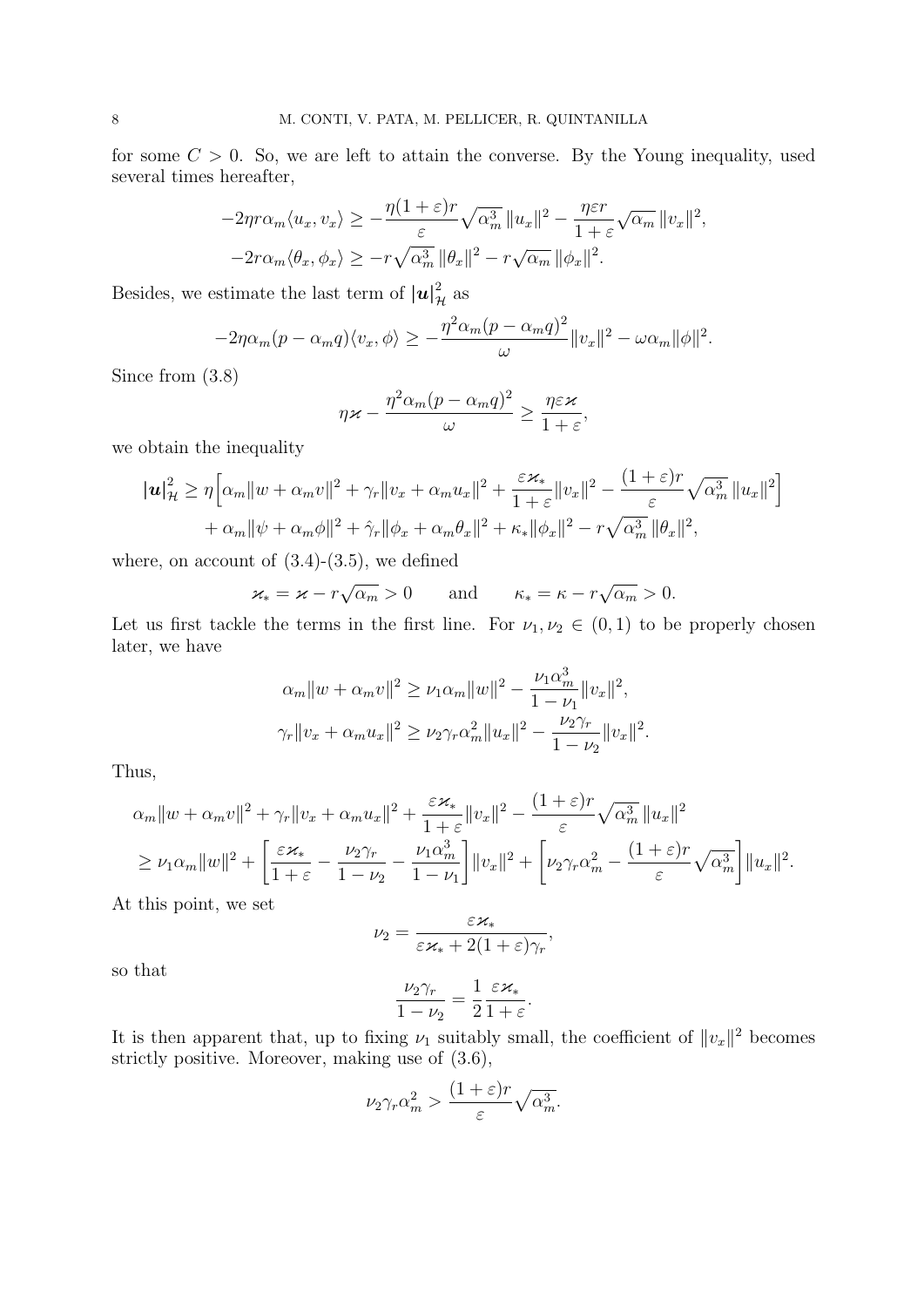for some $C > 0$. So, we are left to attain the converse. By the Young inequality, used several times hereafter,

$$
-2\eta r \alpha_m \langle u_x, v_x \rangle \geq -\frac{\eta(1+\varepsilon)r}{\varepsilon}\sqrt{\alpha_m^3}\,\|u_x\|^2 - \frac{\eta\varepsilon r}{1+\varepsilon}\sqrt{\alpha_m}\,\|v_x\|^2,
$$

$$
-2r\alpha_m \langle \theta_x, \phi_x \rangle \geq -r\sqrt{\alpha_m^3}\,\|\theta_x\|^2 - r\sqrt{\alpha_m}\,\|\phi_x\|^2.
$$

Besides, we estimate the last term of $|\boldsymbol{u}|^2_{\mathcal{H}}$ as

$$
-2\eta\alpha_m(p - \alpha_m q)\langle v_x, \phi \rangle \geq -\frac{\eta^2\alpha_m(p-\alpha_m q)^2}{\omega}\|v_x\|^2 - \omega\alpha_m\|\phi\|^2.
$$

Since from (3.8)

$$
\eta\varkappa - \frac{\eta^2\alpha_m(p-\alpha_m q)^2}{\omega} \geq \frac{\eta\varepsilon\varkappa}{1+\varepsilon},
$$

we obtain the inequality

$$
\begin{aligned}
|\boldsymbol{u}|^2_{\mathcal{H}} \geq \eta\Big[&\alpha_m\|w + \alpha_m v\|^2 + \gamma_r\|v_x + \alpha_m u_x\|^2 + \frac{\varepsilon\varkappa_*}{1+\varepsilon}\|v_x\|^2 - \frac{(1+\varepsilon)r}{\varepsilon}\sqrt{\alpha_m^3}\,\|u_x\|^2\Big] \\
&+ \alpha_m\|\psi + \alpha_m\phi\|^2 + \hat{\gamma}_r\|\phi_x + \alpha_m\theta_x\|^2 + \kappa_*\|\phi_x\|^2 - r\sqrt{\alpha_m^3}\,\|\theta_x\|^2,
\end{aligned}
$$

where, on account of (3.4)-(3.5), we defined

$$
\varkappa_* = \varkappa - r\sqrt{\alpha_m} > 0 \qquad \text{and} \qquad \kappa_* = \kappa - r\sqrt{\alpha_m} > 0.
$$

Let us first tackle the terms in the first line. For $\nu_1, \nu_2 \in (0,1)$ to be properly chosen later, we have

$$
\alpha_m\|w + \alpha_m v\|^2 \geq \nu_1\alpha_m\|w\|^2 - \frac{\nu_1\alpha_m^3}{1-\nu_1}\|v_x\|^2,
$$

$$
\gamma_r\|v_x + \alpha_m u_x\|^2 \geq \nu_2\gamma_r\alpha_m^2\|u_x\|^2 - \frac{\nu_2\gamma_r}{1-\nu_2}\|v_x\|^2.
$$

Thus,

$$
\begin{aligned}
&\alpha_m\|w + \alpha_m v\|^2 + \gamma_r\|v_x + \alpha_m u_x\|^2 + \frac{\varepsilon\varkappa_*}{1+\varepsilon}\|v_x\|^2 - \frac{(1+\varepsilon)r}{\varepsilon}\sqrt{\alpha_m^3}\,\|u_x\|^2 \\
&\geq \nu_1\alpha_m\|w\|^2 + \left[\frac{\varepsilon\varkappa_*}{1+\varepsilon} - \frac{\nu_2\gamma_r}{1-\nu_2} - \frac{\nu_1\alpha_m^3}{1-\nu_1}\right]\|v_x\|^2 + \left[\nu_2\gamma_r\alpha_m^2 - \frac{(1+\varepsilon)r}{\varepsilon}\sqrt{\alpha_m^3}\right]\|u_x\|^2.
\end{aligned}
$$

At this point, we set

$$
\nu_2 = \frac{\varepsilon\varkappa_*}{\varepsilon\varkappa_* + 2(1+\varepsilon)\gamma_r},
$$

so that

$$
\frac{\nu_2\gamma_r}{1-\nu_2} = \frac{1}{2}\frac{\varepsilon\varkappa_*}{1+\varepsilon}.
$$

It is then apparent that, up to fixing $\nu_1$ suitably small, the coefficient of $\|v_x\|^2$ becomes strictly positive. Moreover, making use of (3.6),

$$
\nu_2\gamma_r\alpha_m^2 > \frac{(1+\varepsilon)r}{\varepsilon}\sqrt{\alpha_m^3}.
$$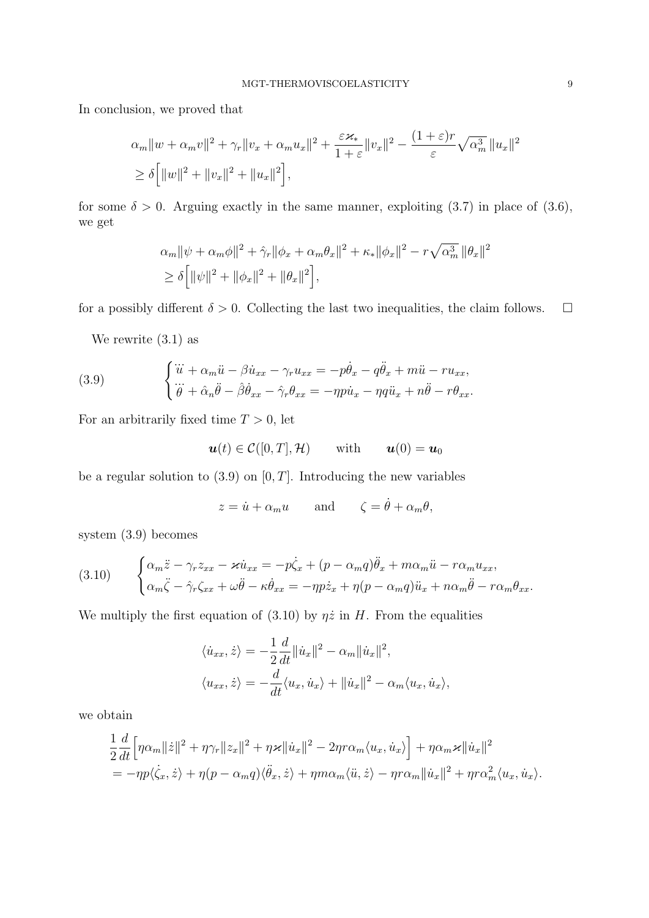In conclusion, we proved that

$$
\begin{aligned}
&\alpha_m\|w+\alpha_m v\|^2+\gamma_r\|v_x+\alpha_m u_x\|^2+\frac{\varepsilon\varkappa_*}{1+\varepsilon}\|v_x\|^2-\frac{(1+\varepsilon)r}{\varepsilon}\sqrt{\alpha_m^3}\,\|u_x\|^2\\
&\geq \delta\Big[\|w\|^2+\|v_x\|^2+\|u_x\|^2\Big],
\end{aligned}
$$

for some $\delta>0$. Arguing exactly in the same manner, exploiting (3.7) in place of (3.6), we get

$$
\begin{aligned}
&\alpha_m\|\psi+\alpha_m\phi\|^2+\hat{\gamma}_r\|\phi_x+\alpha_m\theta_x\|^2+\kappa_*\|\phi_x\|^2-r\sqrt{\alpha_m^3}\,\|\theta_x\|^2\\
&\geq \delta\Big[\|\psi\|^2+\|\phi_x\|^2+\|\theta_x\|^2\Big],
\end{aligned}
$$

for a possibly different $\delta>0$. Collecting the last two inequalities, the claim follows. $\square$

We rewrite (3.1) as

$$
\begin{cases}
\dddot{u}+\alpha_m\ddot{u}-\beta\dot{u}_{xx}-\gamma_r u_{xx}=-p\dot{\theta}_x-q\ddot{\theta}_x+m\ddot{u}-ru_{xx},\\
\dddot{\theta}+\hat{\alpha}_n\ddot{\theta}-\hat{\beta}\dot{\theta}_{xx}-\hat{\gamma}_r\theta_{xx}=-\eta p\dot{u}_x-\eta q\ddot{u}_x+n\ddot{\theta}-r\theta_{xx}.
\end{cases}
\tag{3.9}
$$

For an arbitrarily fixed time $T>0$, let

$$
\boldsymbol{u}(t)\in\mathcal{C}([0,T],\mathcal{H})\qquad\text{with}\qquad \boldsymbol{u}(0)=\boldsymbol{u}_0
$$

be a regular solution to (3.9) on $[0,T]$. Introducing the new variables

$$
z=\dot{u}+\alpha_m u\qquad\text{and}\qquad \zeta=\dot{\theta}+\alpha_m\theta,
$$

system (3.9) becomes

$$
\begin{cases}
\alpha_m\ddot{z}-\gamma_r z_{xx}-\varkappa\dot{u}_{xx}=-p\dot{\zeta}_x+(p-\alpha_m q)\ddot{\theta}_x+m\alpha_m\ddot{u}-r\alpha_m u_{xx},\\
\alpha_m\ddot{\zeta}-\hat{\gamma}_r\zeta_{xx}+\omega\ddot{\theta}-\kappa\dot{\theta}_{xx}=-\eta p\dot{z}_x+\eta(p-\alpha_m q)\ddot{u}_x+n\alpha_m\ddot{\theta}-r\alpha_m\theta_{xx}.
\end{cases}
\tag{3.10}
$$

We multiply the first equation of (3.10) by $\eta\dot{z}$ in $H$. From the equalities

$$
\begin{aligned}
\langle\dot{u}_{xx},\dot{z}\rangle&=-\frac{1}{2}\frac{d}{dt}\|\dot{u}_x\|^2-\alpha_m\|\dot{u}_x\|^2,\\
\langle u_{xx},\dot{z}\rangle&=-\frac{d}{dt}\langle u_x,\dot{u}_x\rangle+\|\dot{u}_x\|^2-\alpha_m\langle u_x,\dot{u}_x\rangle,
\end{aligned}
$$

we obtain

$$
\begin{aligned}
&\frac{1}{2}\frac{d}{dt}\Big[\eta\alpha_m\|\dot{z}\|^2+\eta\gamma_r\|z_x\|^2+\eta\varkappa\|\dot{u}_x\|^2-2\eta r\alpha_m\langle u_x,\dot{u}_x\rangle\Big]+\eta\alpha_m\varkappa\|\dot{u}_x\|^2\\
&=-\eta p\langle\dot{\zeta}_x,\dot{z}\rangle+\eta(p-\alpha_m q)\langle\ddot{\theta}_x,\dot{z}\rangle+\eta m\alpha_m\langle\ddot{u},\dot{z}\rangle-\eta r\alpha_m\|\dot{u}_x\|^2+\eta r\alpha_m^2\langle u_x,\dot{u}_x\rangle.
\end{aligned}
$$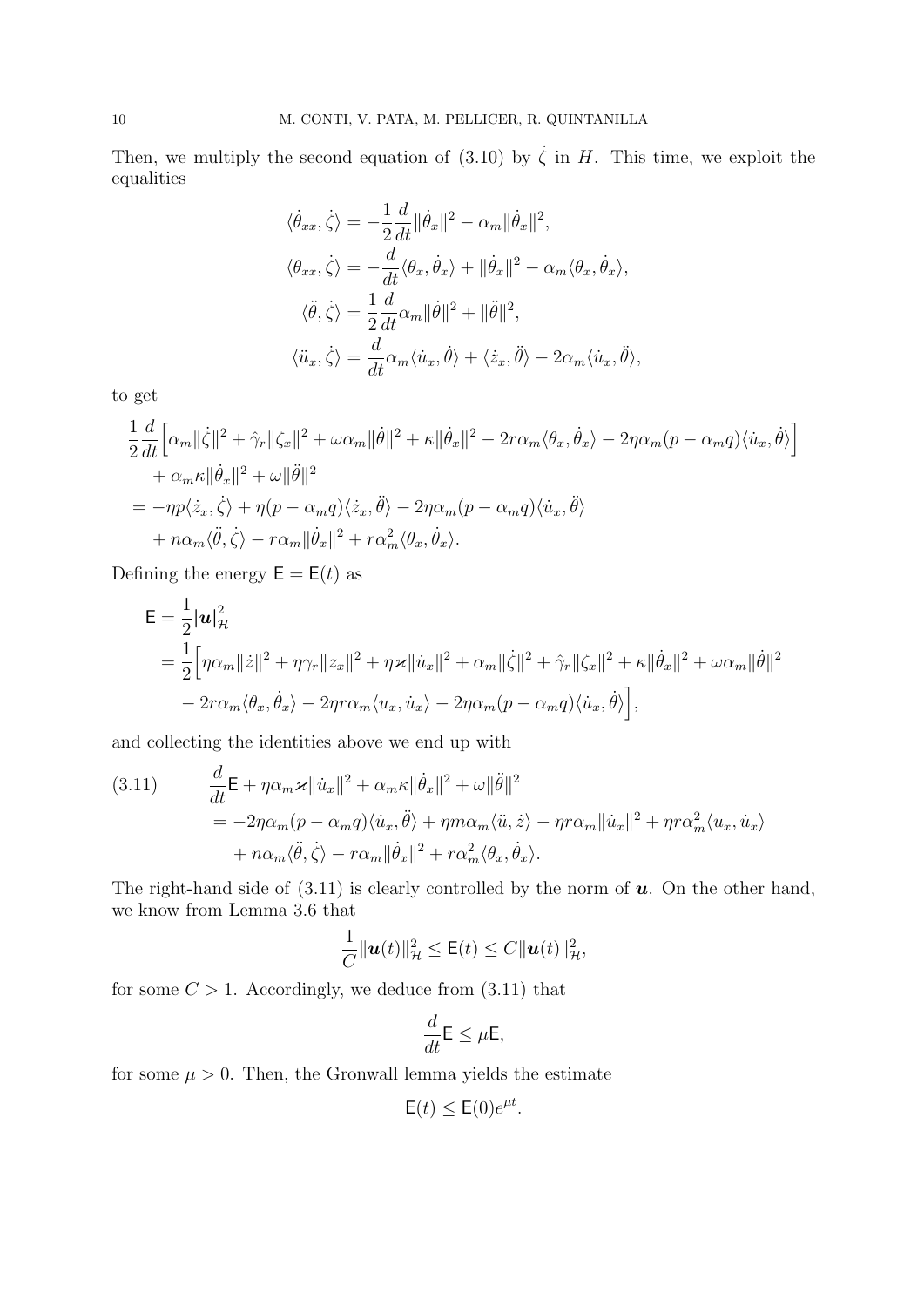Then, we multiply the second equation of (3.10) by $\dot{\zeta}$ in $H$. This time, we exploit the equalities

$$
\begin{aligned}
\langle \dot{\theta}_{xx}, \dot{\zeta} \rangle &= -\frac{1}{2}\frac{d}{dt}\|\dot{\theta}_x\|^2 - \alpha_m \|\dot{\theta}_x\|^2, \\
\langle \theta_{xx}, \dot{\zeta} \rangle &= -\frac{d}{dt}\langle \theta_x, \dot{\theta}_x \rangle + \|\dot{\theta}_x\|^2 - \alpha_m \langle \theta_x, \dot{\theta}_x \rangle, \\
\langle \ddot{\theta}, \dot{\zeta} \rangle &= \frac{1}{2}\frac{d}{dt}\alpha_m \|\dot{\theta}\|^2 + \|\ddot{\theta}\|^2, \\
\langle \ddot{u}_x, \dot{\zeta} \rangle &= \frac{d}{dt}\alpha_m \langle \dot{u}_x, \dot{\theta} \rangle + \langle \dot{z}_x, \ddot{\theta} \rangle - 2\alpha_m \langle \dot{u}_x, \ddot{\theta} \rangle,
\end{aligned}
$$

to get

$$
\begin{aligned}
&\frac{1}{2}\frac{d}{dt}\Big[\alpha_m \|\dot{\zeta}\|^2 + \hat{\gamma}_r \|\zeta_x\|^2 + \omega \alpha_m \|\dot{\theta}\|^2 + \kappa \|\dot{\theta}_x\|^2 - 2r\alpha_m \langle \theta_x, \dot{\theta}_x \rangle - 2\eta \alpha_m (p - \alpha_m q) \langle \dot{u}_x, \dot{\theta} \rangle\Big] \\
&\quad + \alpha_m \kappa \|\dot{\theta}_x\|^2 + \omega \|\ddot{\theta}\|^2 \\
&= -\eta p \langle \dot{z}_x, \dot{\zeta} \rangle + \eta (p - \alpha_m q) \langle \dot{z}_x, \ddot{\theta} \rangle - 2\eta \alpha_m (p - \alpha_m q) \langle \dot{u}_x, \ddot{\theta} \rangle \\
&\quad + n\alpha_m \langle \ddot{\theta}, \dot{\zeta} \rangle - r\alpha_m \|\dot{\theta}_x\|^2 + r\alpha_m^2 \langle \theta_x, \dot{\theta}_x \rangle.
\end{aligned}
$$

Defining the energy $\mathsf{E} = \mathsf{E}(t)$ as

$$
\begin{aligned}
\mathsf{E} &= \frac{1}{2}|\boldsymbol{u}|_{\mathcal{H}}^2 \\
&= \frac{1}{2}\Big[\eta \alpha_m \|\dot{z}\|^2 + \eta \gamma_r \|z_x\|^2 + \eta \varkappa \|\dot{u}_x\|^2 + \alpha_m \|\dot{\zeta}\|^2 + \hat{\gamma}_r \|\zeta_x\|^2 + \kappa \|\dot{\theta}_x\|^2 + \omega \alpha_m \|\dot{\theta}\|^2 \\
&\quad - 2r\alpha_m \langle \theta_x, \dot{\theta}_x \rangle - 2\eta r \alpha_m \langle u_x, \dot{u}_x \rangle - 2\eta \alpha_m (p - \alpha_m q) \langle \dot{u}_x, \dot{\theta} \rangle\Big],
\end{aligned}
$$

and collecting the identities above we end up with

$$
\begin{aligned}
\frac{d}{dt}\mathsf{E} &+ \eta \alpha_m \varkappa \|\dot{u}_x\|^2 + \alpha_m \kappa \|\dot{\theta}_x\|^2 + \omega \|\ddot{\theta}\|^2 \\
&= -2\eta \alpha_m (p - \alpha_m q) \langle \dot{u}_x, \ddot{\theta} \rangle + \eta m \alpha_m \langle \ddot{u}, \dot{z} \rangle - \eta r \alpha_m \|\dot{u}_x\|^2 + \eta r \alpha_m^2 \langle u_x, \dot{u}_x \rangle \\
&\quad + n\alpha_m \langle \ddot{\theta}, \dot{\zeta} \rangle - r\alpha_m \|\dot{\theta}_x\|^2 + r\alpha_m^2 \langle \theta_x, \dot{\theta}_x \rangle.
\end{aligned}
\tag{3.11}
$$

The right-hand side of (3.11) is clearly controlled by the norm of $\boldsymbol{u}$. On the other hand, we know from Lemma 3.6 that

$$
\frac{1}{C}\|\boldsymbol{u}(t)\|_{\mathcal{H}}^2 \leq \mathsf{E}(t) \leq C\|\boldsymbol{u}(t)\|_{\mathcal{H}}^2,
$$

for some $C > 1$. Accordingly, we deduce from (3.11) that

$$
\frac{d}{dt}\mathsf{E} \leq \mu \mathsf{E},
$$

for some $\mu > 0$. Then, the Gronwall lemma yields the estimate

$$
\mathsf{E}(t) \leq \mathsf{E}(0)e^{\mu t}.
$$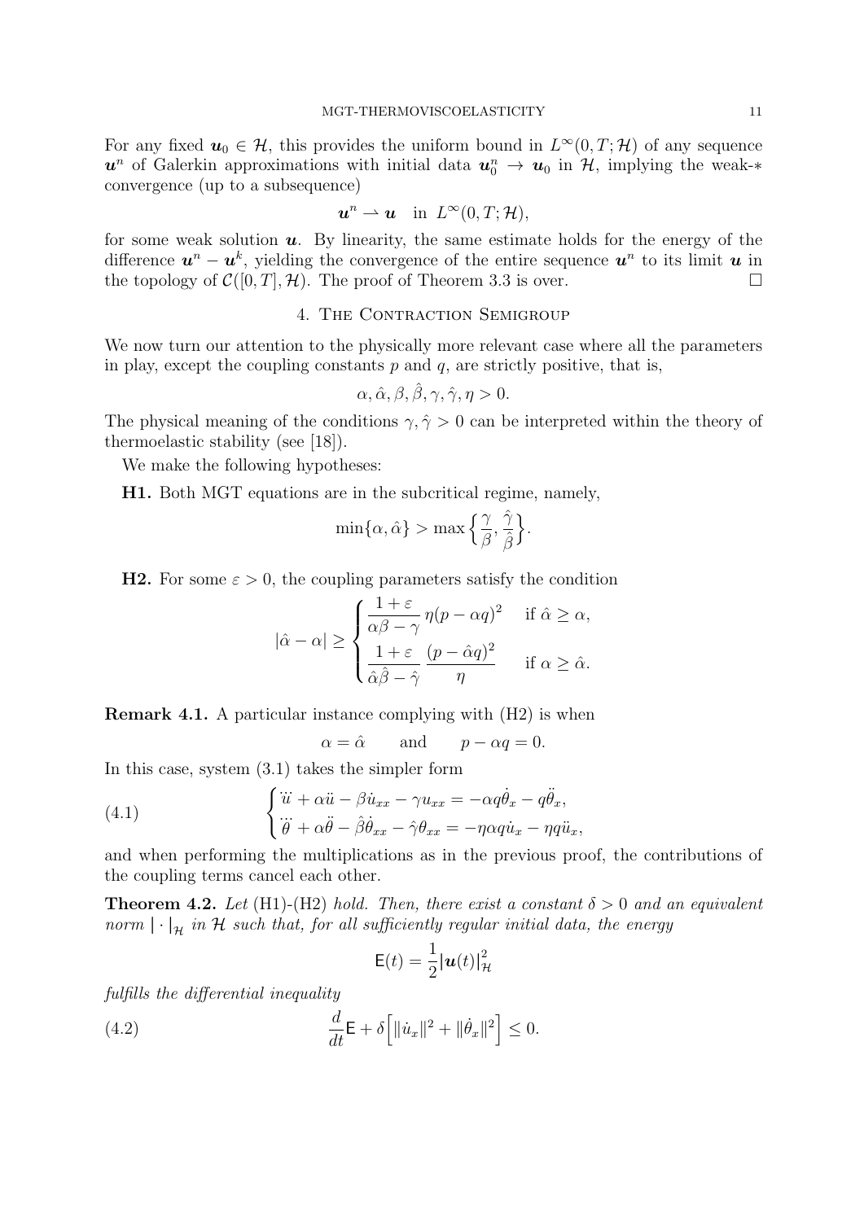For any fixed $\boldsymbol{u}_0 \in \mathcal{H}$, this provides the uniform bound in $L^\infty(0,T;\mathcal{H})$ of any sequence $\boldsymbol{u}^n$ of Galerkin approximations with initial data $\boldsymbol{u}_0^n \to \boldsymbol{u}_0$ in $\mathcal{H}$, implying the weak-$*$ convergence (up to a subsequence)

$$\boldsymbol{u}^n \rightharpoonup \boldsymbol{u} \quad \text{in } L^\infty(0,T;\mathcal{H}),$$

for some weak solution $\boldsymbol{u}$. By linearity, the same estimate holds for the energy of the difference $\boldsymbol{u}^n - \boldsymbol{u}^k$, yielding the convergence of the entire sequence $\boldsymbol{u}^n$ to its limit $\boldsymbol{u}$ in the topology of $\mathcal{C}([0,T],\mathcal{H})$. The proof of Theorem 3.3 is over. $\square$

## 4. The Contraction Semigroup

We now turn our attention to the physically more relevant case where all the parameters in play, except the coupling constants $p$ and $q$, are strictly positive, that is,

$$\alpha, \hat{\alpha}, \beta, \hat{\beta}, \gamma, \hat{\gamma}, \eta > 0.$$

The physical meaning of the conditions $\gamma, \hat{\gamma} > 0$ can be interpreted within the theory of thermoelastic stability (see [18]).

We make the following hypotheses:

**H1.** Both MGT equations are in the subcritical regime, namely,

$$\min\{\alpha, \hat{\alpha}\} > \max\Big\{\frac{\gamma}{\beta}, \frac{\hat{\gamma}}{\hat{\beta}}\Big\}.$$

**H2.** For some $\varepsilon > 0$, the coupling parameters satisfy the condition

$$|\hat{\alpha} - \alpha| \geq \begin{cases} \dfrac{1+\varepsilon}{\alpha\beta - \gamma}\, \eta (p - \alpha q)^2 & \text{if } \hat{\alpha} \geq \alpha, \\[2ex] \dfrac{1+\varepsilon}{\hat{\alpha}\hat{\beta} - \hat{\gamma}}\, \dfrac{(p - \hat{\alpha} q)^2}{\eta} & \text{if } \alpha \geq \hat{\alpha}. \end{cases}$$

**Remark 4.1.** A particular instance complying with (H2) is when

$$\alpha = \hat{\alpha} \qquad \text{and} \qquad p - \alpha q = 0.$$

In this case, system (3.1) takes the simpler form

$$\begin{cases} \dddot{u} + \alpha \ddot{u} - \beta \dot{u}_{xx} - \gamma u_{xx} = -\alpha q \dot{\theta}_x - q \ddot{\theta}_x, \\ \dddot{\theta} + \alpha \ddot{\theta} - \hat{\beta} \dot{\theta}_{xx} - \hat{\gamma} \theta_{xx} = -\eta \alpha q \dot{u}_x - \eta q \ddot{u}_x, \end{cases} \tag{4.1}$$

and when performing the multiplications as in the previous proof, the contributions of the coupling terms cancel each other.

**Theorem 4.2.** *Let* (H1)-(H2) *hold. Then, there exist a constant $\delta > 0$ and an equivalent norm $|\cdot|_{\mathcal{H}}$ in $\mathcal{H}$ such that, for all sufficiently regular initial data, the energy*

$$\mathsf{E}(t) = \frac{1}{2} |\boldsymbol{u}(t)|_{\mathcal{H}}^2$$

*fulfills the differential inequality*

$$\frac{d}{dt}\mathsf{E} + \delta \Big[ \|\dot{u}_x\|^2 + \|\dot{\theta}_x\|^2 \Big] \leq 0. \tag{4.2}$$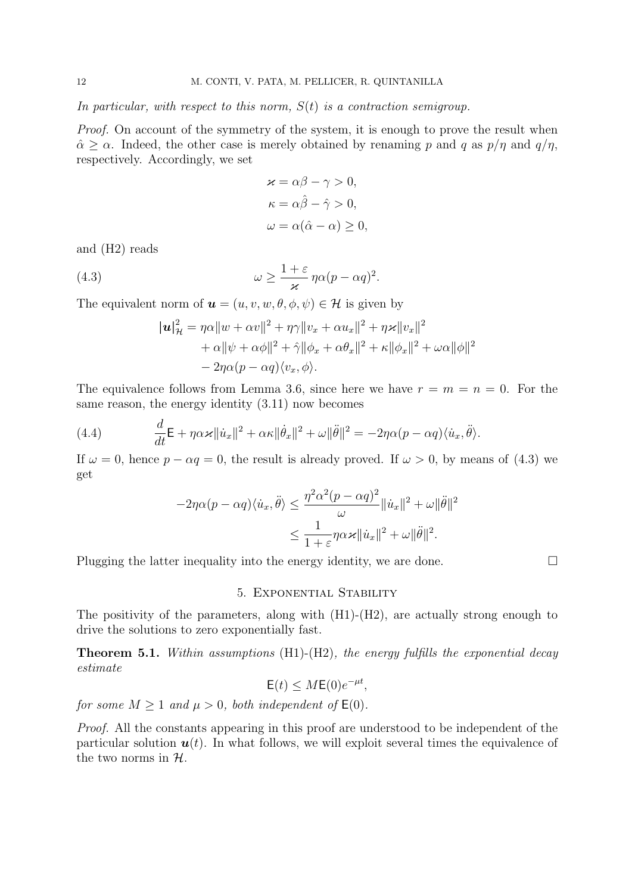*In particular, with respect to this norm, $S(t)$ is a contraction semigroup.*

*Proof.* On account of the symmetry of the system, it is enough to prove the result when $\hat{\alpha} \geq \alpha$. Indeed, the other case is merely obtained by renaming $p$ and $q$ as $p/\eta$ and $q/\eta$, respectively. Accordingly, we set

$$\varkappa = \alpha\beta - \gamma > 0,$$
$$\kappa = \alpha\hat{\beta} - \hat{\gamma} > 0,$$
$$\omega = \alpha(\hat{\alpha} - \alpha) \geq 0,$$

and (H2) reads

$$\omega \geq \frac{1+\varepsilon}{\varkappa}\,\eta\alpha(p - \alpha q)^2. \tag{4.3}$$

The equivalent norm of $\boldsymbol{u} = (u, v, w, \theta, \phi, \psi) \in \mathcal{H}$ is given by

$$\begin{aligned}
|\boldsymbol{u}|^2_{\mathcal{H}} &= \eta\alpha\|w + \alpha v\|^2 + \eta\gamma\|v_x + \alpha u_x\|^2 + \eta\varkappa\|v_x\|^2 \\
&\quad + \alpha\|\psi + \alpha\phi\|^2 + \hat{\gamma}\|\phi_x + \alpha\theta_x\|^2 + \kappa\|\phi_x\|^2 + \omega\alpha\|\phi\|^2 \\
&\quad - 2\eta\alpha(p - \alpha q)\langle v_x, \phi\rangle.
\end{aligned}$$

The equivalence follows from Lemma 3.6, since here we have $r = m = n = 0$. For the same reason, the energy identity (3.11) now becomes

$$\frac{d}{dt}\mathsf{E} + \eta\alpha\varkappa\|\dot{u}_x\|^2 + \alpha\kappa\|\dot{\theta}_x\|^2 + \omega\|\ddot{\theta}\|^2 = -2\eta\alpha(p - \alpha q)\langle \dot{u}_x, \ddot{\theta}\rangle. \tag{4.4}$$

If $\omega = 0$, hence $p - \alpha q = 0$, the result is already proved. If $\omega > 0$, by means of (4.3) we get

$$\begin{aligned}
-2\eta\alpha(p - \alpha q)\langle \dot{u}_x, \ddot{\theta}\rangle &\leq \frac{\eta^2\alpha^2(p - \alpha q)^2}{\omega}\|\dot{u}_x\|^2 + \omega\|\ddot{\theta}\|^2 \\
&\leq \frac{1}{1+\varepsilon}\eta\alpha\varkappa\|\dot{u}_x\|^2 + \omega\|\ddot{\theta}\|^2.
\end{aligned}$$

Plugging the latter inequality into the energy identity, we are done. $\square$

## 5. Exponential Stability

The positivity of the parameters, along with (H1)-(H2), are actually strong enough to drive the solutions to zero exponentially fast.

**Theorem 5.1.** *Within assumptions* (H1)-(H2)*, the energy fulfills the exponential decay estimate*

$$\mathsf{E}(t) \leq M\mathsf{E}(0)e^{-\mu t},$$

*for some $M \geq 1$ and $\mu > 0$, both independent of $\mathsf{E}(0)$.*

*Proof.* All the constants appearing in this proof are understood to be independent of the particular solution $\boldsymbol{u}(t)$. In what follows, we will exploit several times the equivalence of the two norms in $\mathcal{H}$.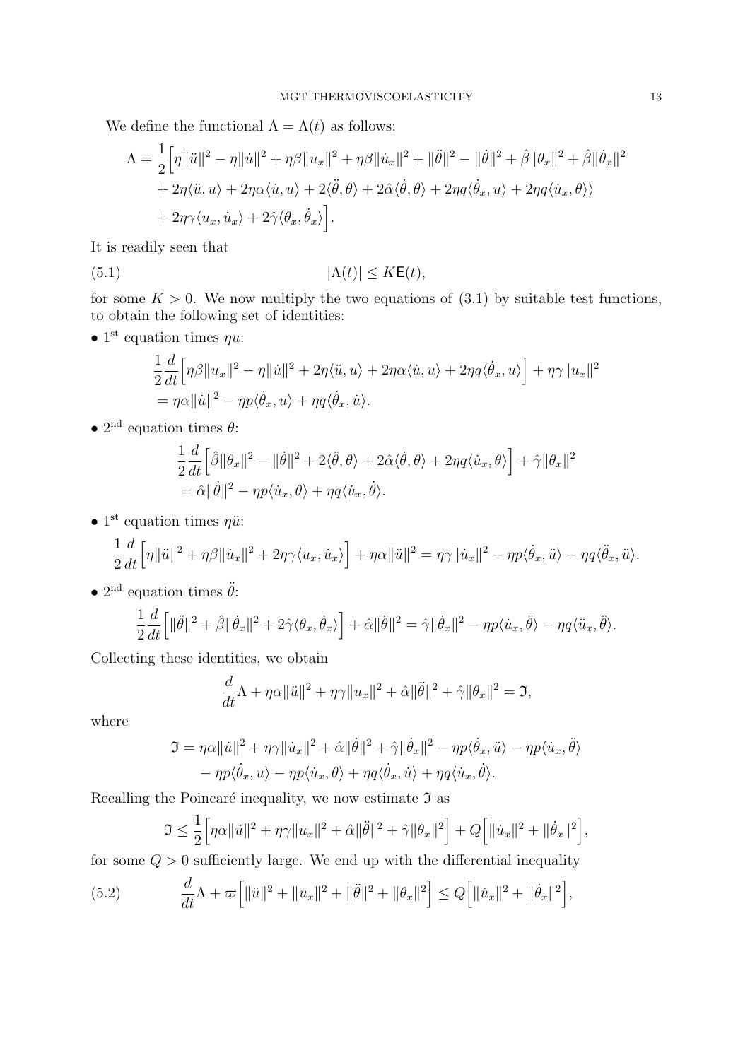We define the functional $\Lambda = \Lambda(t)$ as follows:

$$
\begin{aligned}
\Lambda = \frac{1}{2}\Big[&\eta\|\ddot{u}\|^2 - \eta\|\dot{u}\|^2 + \eta\beta\|u_x\|^2 + \eta\beta\|\dot{u}_x\|^2 + \|\ddot{\theta}\|^2 - \|\dot{\theta}\|^2 + \hat{\beta}\|\theta_x\|^2 + \hat{\beta}\|\dot{\theta}_x\|^2 \\
&+ 2\eta\langle \ddot{u}, u\rangle + 2\eta\alpha\langle \dot{u}, u\rangle + 2\langle \ddot{\theta}, \theta\rangle + 2\hat{\alpha}\langle \dot{\theta}, \theta\rangle + 2\eta q\langle \dot{\theta}_x, u\rangle + 2\eta q\langle \dot{u}_x, \theta\rangle\rangle \\
&+ 2\eta\gamma\langle u_x, \dot{u}_x\rangle + 2\hat{\gamma}\langle \theta_x, \dot{\theta}_x\rangle\Big].
\end{aligned}
$$

It is readily seen that

$$
|\Lambda(t)| \leq K\mathsf{E}(t), \tag{5.1}
$$

for some $K > 0$. We now multiply the two equations of (3.1) by suitable test functions, to obtain the following set of identities:

- 1st equation times $\eta u$:

$$
\begin{aligned}
&\frac{1}{2}\frac{d}{dt}\Big[\eta\beta\|u_x\|^2 - \eta\|\dot{u}\|^2 + 2\eta\langle \ddot{u}, u\rangle + 2\eta\alpha\langle \dot{u}, u\rangle + 2\eta q\langle \dot{\theta}_x, u\rangle\Big] + \eta\gamma\|u_x\|^2 \\
&= \eta\alpha\|\dot{u}\|^2 - \eta p\langle \dot{\theta}_x, u\rangle + \eta q\langle \dot{\theta}_x, \dot{u}\rangle.
\end{aligned}
$$

- 2nd equation times $\theta$:

$$
\begin{aligned}
&\frac{1}{2}\frac{d}{dt}\Big[\hat{\beta}\|\theta_x\|^2 - \|\dot{\theta}\|^2 + 2\langle \ddot{\theta}, \theta\rangle + 2\hat{\alpha}\langle \dot{\theta}, \theta\rangle + 2\eta q\langle \dot{u}_x, \theta\rangle\Big] + \hat{\gamma}\|\theta_x\|^2 \\
&= \hat{\alpha}\|\dot{\theta}\|^2 - \eta p\langle \dot{u}_x, \theta\rangle + \eta q\langle \dot{u}_x, \dot{\theta}\rangle.
\end{aligned}
$$

- 1st equation times $\eta\ddot{u}$:

$$
\frac{1}{2}\frac{d}{dt}\Big[\eta\|\ddot{u}\|^2 + \eta\beta\|\dot{u}_x\|^2 + 2\eta\gamma\langle u_x, \dot{u}_x\rangle\Big] + \eta\alpha\|\ddot{u}\|^2 = \eta\gamma\|\dot{u}_x\|^2 - \eta p\langle \dot{\theta}_x, \ddot{u}\rangle - \eta q\langle \ddot{\theta}_x, \ddot{u}\rangle.
$$

- 2nd equation times $\ddot{\theta}$:

$$
\frac{1}{2}\frac{d}{dt}\Big[\|\ddot{\theta}\|^2 + \hat{\beta}\|\dot{\theta}_x\|^2 + 2\hat{\gamma}\langle \theta_x, \dot{\theta}_x\rangle\Big] + \hat{\alpha}\|\ddot{\theta}\|^2 = \hat{\gamma}\|\dot{\theta}_x\|^2 - \eta p\langle \dot{u}_x, \ddot{\theta}\rangle - \eta q\langle \ddot{u}_x, \ddot{\theta}\rangle.
$$

Collecting these identities, we obtain

$$
\frac{d}{dt}\Lambda + \eta\alpha\|\ddot{u}\|^2 + \eta\gamma\|u_x\|^2 + \hat{\alpha}\|\ddot{\theta}\|^2 + \hat{\gamma}\|\theta_x\|^2 = \mathfrak{I},
$$

where

$$
\begin{aligned}
\mathfrak{I} = \;&\eta\alpha\|\dot{u}\|^2 + \eta\gamma\|\dot{u}_x\|^2 + \hat{\alpha}\|\dot{\theta}\|^2 + \hat{\gamma}\|\dot{\theta}_x\|^2 - \eta p\langle \dot{\theta}_x, \ddot{u}\rangle - \eta p\langle \dot{u}_x, \ddot{\theta}\rangle \\
&- \eta p\langle \dot{\theta}_x, u\rangle - \eta p\langle \dot{u}_x, \theta\rangle + \eta q\langle \dot{\theta}_x, \dot{u}\rangle + \eta q\langle \dot{u}_x, \dot{\theta}\rangle.
\end{aligned}
$$

Recalling the Poincaré inequality, we now estimate $\mathfrak{I}$ as

$$
\mathfrak{I} \leq \frac{1}{2}\Big[\eta\alpha\|\ddot{u}\|^2 + \eta\gamma\|u_x\|^2 + \hat{\alpha}\|\ddot{\theta}\|^2 + \hat{\gamma}\|\theta_x\|^2\Big] + Q\Big[\|\dot{u}_x\|^2 + \|\dot{\theta}_x\|^2\Big],
$$

for some $Q > 0$ sufficiently large. We end up with the differential inequality

$$
\frac{d}{dt}\Lambda + \varpi\Big[\|\ddot{u}\|^2 + \|u_x\|^2 + \|\ddot{\theta}\|^2 + \|\theta_x\|^2\Big] \leq Q\Big[\|\dot{u}_x\|^2 + \|\dot{\theta}_x\|^2\Big], \tag{5.2}
$$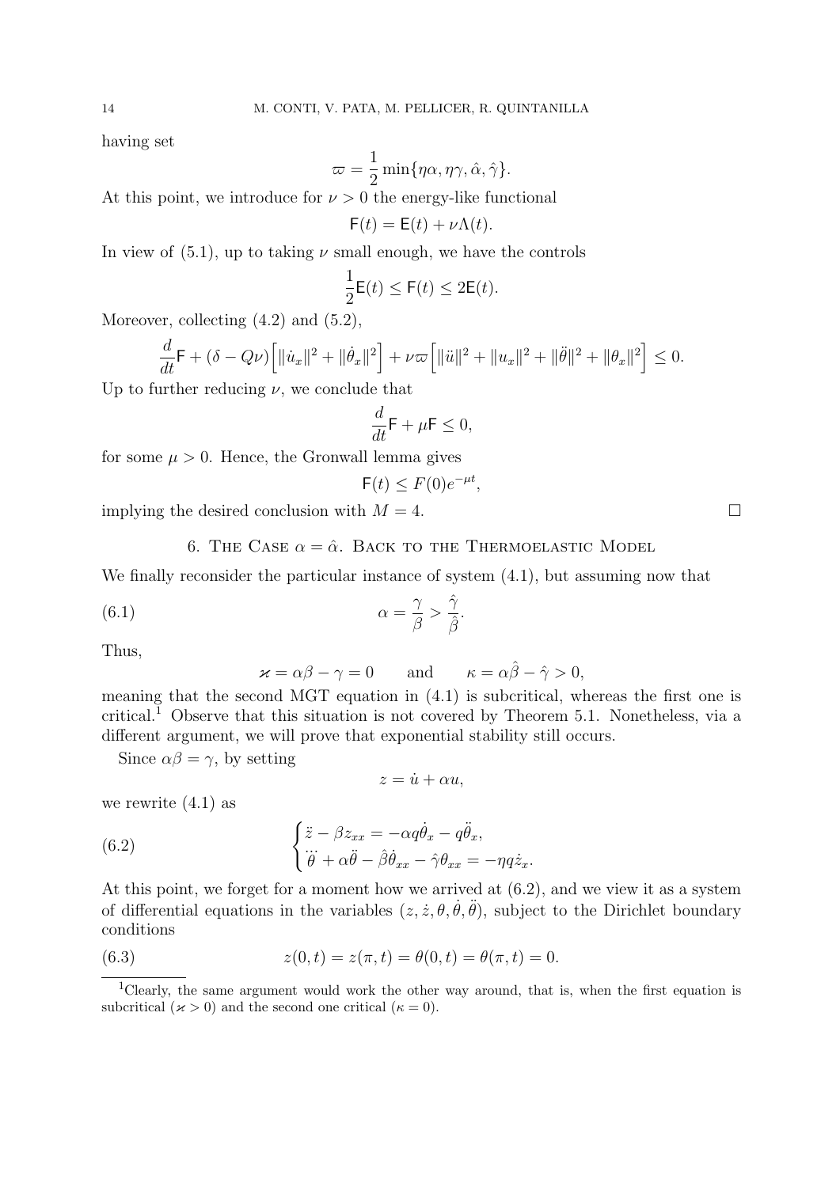having set

$$\varpi = \frac{1}{2}\min\{\eta\alpha, \eta\gamma, \hat{\alpha}, \hat{\gamma}\}.$$

At this point, we introduce for $\nu > 0$ the energy-like functional

$$\mathsf{F}(t) = \mathsf{E}(t) + \nu\Lambda(t).$$

In view of (5.1), up to taking $\nu$ small enough, we have the controls

$$\frac{1}{2}\mathsf{E}(t) \leq \mathsf{F}(t) \leq 2\mathsf{E}(t).$$

Moreover, collecting (4.2) and (5.2),

$$\frac{d}{dt}\mathsf{F} + (\delta - Q\nu)\Big[\|\dot{u}_x\|^2 + \|\dot{\theta}_x\|^2\Big] + \nu\varpi\Big[\|\ddot{u}\|^2 + \|u_x\|^2 + \|\ddot{\theta}\|^2 + \|\theta_x\|^2\Big] \leq 0.$$

Up to further reducing $\nu$, we conclude that

$$\frac{d}{dt}\mathsf{F} + \mu\mathsf{F} \leq 0,$$

for some $\mu > 0$. Hence, the Gronwall lemma gives

$$\mathsf{F}(t) \leq F(0)e^{-\mu t},$$

implying the desired conclusion with $M = 4$. □

## 6. The Case $\alpha = \hat{\alpha}$. Back to the Thermoelastic Model

We finally reconsider the particular instance of system (4.1), but assuming now that

$$\alpha = \frac{\gamma}{\beta} > \frac{\hat{\gamma}}{\hat{\beta}}. \tag{6.1}$$

Thus,

$$\varkappa = \alpha\beta - \gamma = 0 \qquad \text{and} \qquad \kappa = \alpha\hat{\beta} - \hat{\gamma} > 0,$$

meaning that the second MGT equation in (4.1) is subcritical, whereas the first one is critical.[1] Observe that this situation is not covered by Theorem 5.1. Nonetheless, via a different argument, we will prove that exponential stability still occurs.

Since $\alpha\beta = \gamma$, by setting

$$z = \dot{u} + \alpha u,$$

we rewrite (4.1) as

$$\begin{cases} \ddot{z} - \beta z_{xx} = -\alpha q\dot{\theta}_x - q\ddot{\theta}_x, \\ \dddot{\theta} + \alpha\ddot{\theta} - \hat{\beta}\dot{\theta}_{xx} - \hat{\gamma}\theta_{xx} = -\eta q\dot{z}_x. \end{cases} \tag{6.2}$$

At this point, we forget for a moment how we arrived at (6.2), and we view it as a system of differential equations in the variables $(z, \dot{z}, \theta, \dot{\theta}, \ddot{\theta})$, subject to the Dirichlet boundary conditions

$$z(0,t) = z(\pi,t) = \theta(0,t) = \theta(\pi,t) = 0. \tag{6.3}$$

[1] Clearly, the same argument would work the other way around, that is, when the first equation is subcritical ($\varkappa > 0$) and the second one critical ($\kappa = 0$).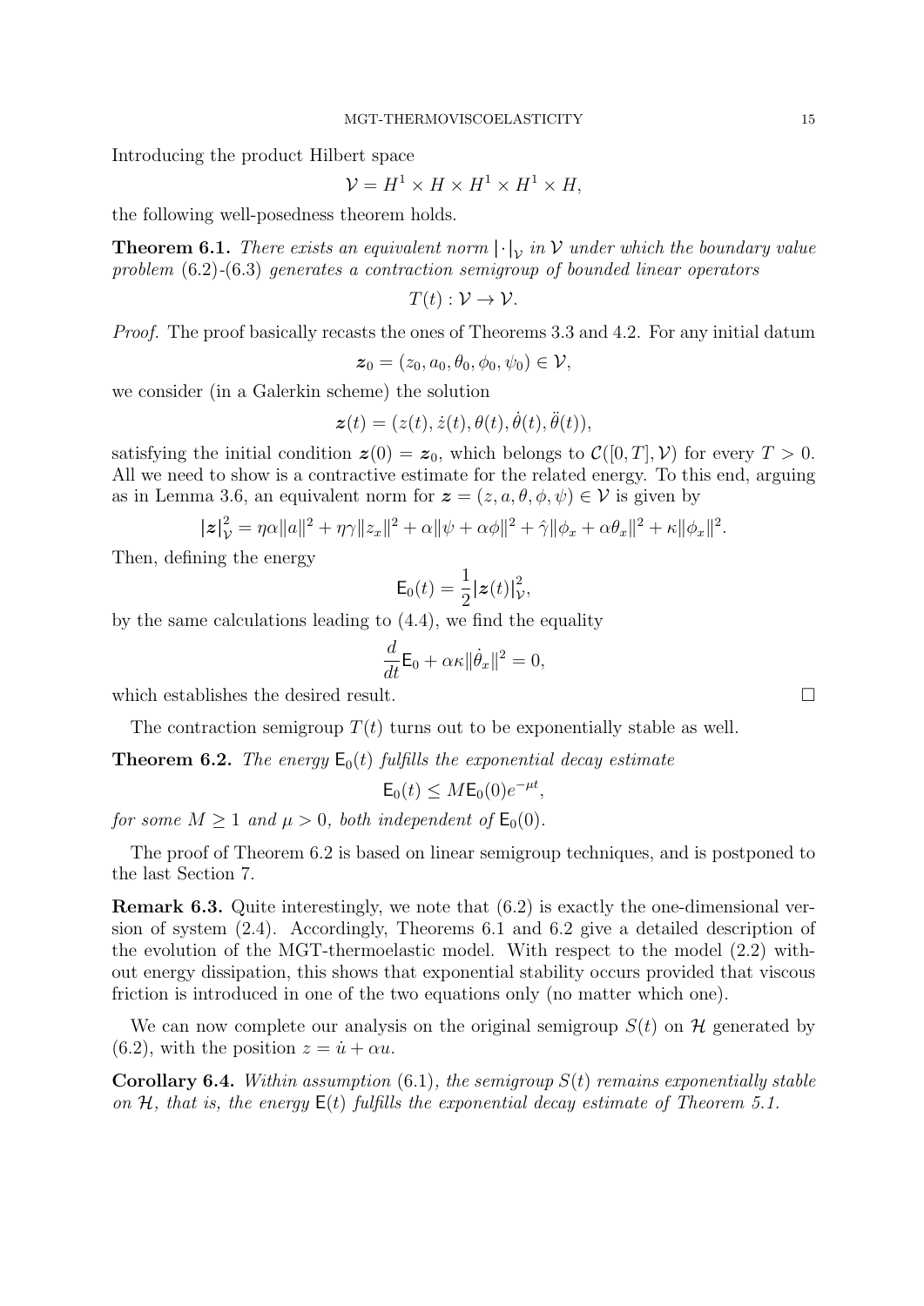Introducing the product Hilbert space

$$\mathcal{V} = H^1 \times H \times H^1 \times H^1 \times H,$$

the following well-posedness theorem holds.

**Theorem 6.1.** *There exists an equivalent norm $|\cdot|_{\mathcal{V}}$ in $\mathcal{V}$ under which the boundary value problem* (6.2)-(6.3) *generates a contraction semigroup of bounded linear operators*

$$T(t) : \mathcal{V} \to \mathcal{V}.$$

*Proof.* The proof basically recasts the ones of Theorems 3.3 and 4.2. For any initial datum

$$\boldsymbol{z}_0 = (z_0, a_0, \theta_0, \phi_0, \psi_0) \in \mathcal{V},$$

we consider (in a Galerkin scheme) the solution

$$\boldsymbol{z}(t) = (z(t), \dot{z}(t), \theta(t), \dot{\theta}(t), \ddot{\theta}(t)),$$

satisfying the initial condition $\boldsymbol{z}(0) = \boldsymbol{z}_0$, which belongs to $\mathcal{C}([0,T], \mathcal{V})$ for every $T > 0$. All we need to show is a contractive estimate for the related energy. To this end, arguing as in Lemma 3.6, an equivalent norm for $\boldsymbol{z} = (z, a, \theta, \phi, \psi) \in \mathcal{V}$ is given by

$$|\boldsymbol{z}|_{\mathcal{V}}^2 = \eta\alpha\|a\|^2 + \eta\gamma\|z_x\|^2 + \alpha\|\psi + \alpha\phi\|^2 + \hat{\gamma}\|\phi_x + \alpha\theta_x\|^2 + \kappa\|\phi_x\|^2.$$

Then, defining the energy

$$\mathsf{E}_0(t) = \frac{1}{2}|\boldsymbol{z}(t)|_{\mathcal{V}}^2,$$

by the same calculations leading to (4.4), we find the equality

$$\frac{d}{dt}\mathsf{E}_0 + \alpha\kappa\|\dot{\theta}_x\|^2 = 0,$$

which establishes the desired result. $\square$

The contraction semigroup $T(t)$ turns out to be exponentially stable as well.

**Theorem 6.2.** *The energy $\mathsf{E}_0(t)$ fulfills the exponential decay estimate*

$$\mathsf{E}_0(t) \leq M\mathsf{E}_0(0)e^{-\mu t},$$

*for some $M \geq 1$ and $\mu > 0$, both independent of $\mathsf{E}_0(0)$.*

The proof of Theorem 6.2 is based on linear semigroup techniques, and is postponed to the last Section 7.

**Remark 6.3.** Quite interestingly, we note that (6.2) is exactly the one-dimensional version of system (2.4). Accordingly, Theorems 6.1 and 6.2 give a detailed description of the evolution of the MGT-thermoelastic model. With respect to the model (2.2) without energy dissipation, this shows that exponential stability occurs provided that viscous friction is introduced in one of the two equations only (no matter which one).

We can now complete our analysis on the original semigroup $S(t)$ on $\mathcal{H}$ generated by (6.2), with the position $z = \dot{u} + \alpha u$.

**Corollary 6.4.** *Within assumption* (6.1)*, the semigroup $S(t)$ remains exponentially stable on $\mathcal{H}$, that is, the energy $\mathsf{E}(t)$ fulfills the exponential decay estimate of Theorem 5.1.*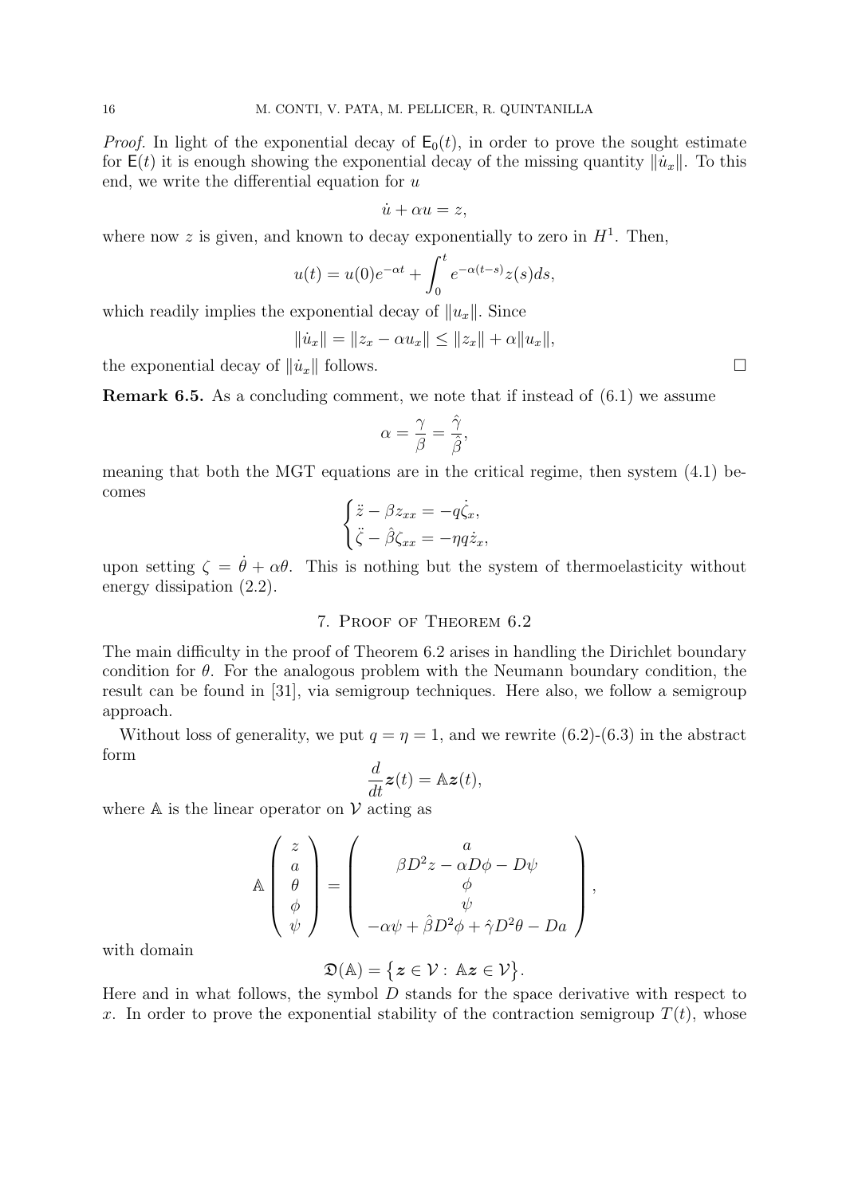*Proof.* In light of the exponential decay of $\mathsf{E}_0(t)$, in order to prove the sought estimate for $\mathsf{E}(t)$ it is enough showing the exponential decay of the missing quantity $\|\dot{u}_x\|$. To this end, we write the differential equation for $u$

$$\dot{u} + \alpha u = z,$$

where now $z$ is given, and known to decay exponentially to zero in $H^1$. Then,

$$u(t) = u(0)e^{-\alpha t} + \int_0^t e^{-\alpha(t-s)} z(s) ds,$$

which readily implies the exponential decay of $\|u_x\|$. Since

$$\|\dot{u}_x\| = \|z_x - \alpha u_x\| \leq \|z_x\| + \alpha \|u_x\|,$$

the exponential decay of $\|\dot{u}_x\|$ follows. $\square$

**Remark 6.5.** As a concluding comment, we note that if instead of (6.1) we assume

$$\alpha = \frac{\gamma}{\beta} = \frac{\hat{\gamma}}{\hat{\beta}},$$

meaning that both the MGT equations are in the critical regime, then system (4.1) becomes

$$\begin{cases} \ddot{z} - \beta z_{xx} = -q\dot{\zeta}_x, \\ \ddot{\zeta} - \hat{\beta}\zeta_{xx} = -\eta q \dot{z}_x, \end{cases}$$

upon setting $\zeta = \dot{\theta} + \alpha\theta$. This is nothing but the system of thermoelasticity without energy dissipation (2.2).

## 7. Proof of Theorem 6.2

The main difficulty in the proof of Theorem 6.2 arises in handling the Dirichlet boundary condition for $\theta$. For the analogous problem with the Neumann boundary condition, the result can be found in [31], via semigroup techniques. Here also, we follow a semigroup approach.

Without loss of generality, we put $q = \eta = 1$, and we rewrite (6.2)-(6.3) in the abstract form

$$\frac{d}{dt}\boldsymbol{z}(t) = \mathbb{A}\boldsymbol{z}(t),$$

where $\mathbb{A}$ is the linear operator on $\mathcal{V}$ acting as

$$\mathbb{A}\begin{pmatrix} z \\ a \\ \theta \\ \phi \\ \psi \end{pmatrix} = \begin{pmatrix} a \\ \beta D^2 z - \alpha D\phi - D\psi \\ \phi \\ \psi \\ -\alpha\psi + \hat{\beta}D^2\phi + \hat{\gamma}D^2\theta - Da \end{pmatrix},$$

with domain

$$\mathfrak{D}(\mathbb{A}) = \big\{ \boldsymbol{z} \in \mathcal{V} : \mathbb{A}\boldsymbol{z} \in \mathcal{V} \big\}.$$

Here and in what follows, the symbol $D$ stands for the space derivative with respect to $x$. In order to prove the exponential stability of the contraction semigroup $T(t)$, whose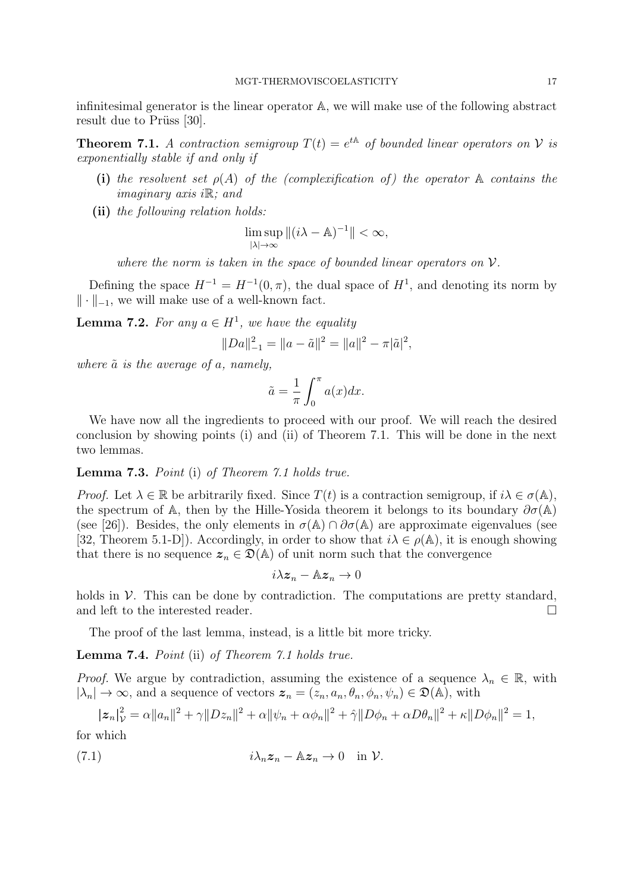infinitesimal generator is the linear operator $\mathbb{A}$, we will make use of the following abstract result due to Prüss [30].

**Theorem 7.1.** *A contraction semigroup $T(t) = e^{t\mathbb{A}}$ of bounded linear operators on $\mathcal{V}$ is exponentially stable if and only if*

- **(i)** *the resolvent set $\rho(A)$ of the (complexification of) the operator $\mathbb{A}$ contains the imaginary axis $i\mathbb{R}$; and*
- **(ii)** *the following relation holds:*

$$\limsup_{|\lambda|\to\infty} \|(i\lambda - \mathbb{A})^{-1}\| < \infty,$$

*where the norm is taken in the space of bounded linear operators on $\mathcal{V}$.*

Defining the space $H^{-1} = H^{-1}(0,\pi)$, the dual space of $H^1$, and denoting its norm by $\|\cdot\|_{-1}$, we will make use of a well-known fact.

**Lemma 7.2.** *For any $a \in H^1$, we have the equality*

$$\|Da\|_{-1}^2 = \|a - \tilde{a}\|^2 = \|a\|^2 - \pi|\tilde{a}|^2,$$

*where $\tilde{a}$ is the average of $a$, namely,*

$$\tilde{a} = \frac{1}{\pi}\int_0^\pi a(x)dx.$$

We have now all the ingredients to proceed with our proof. We will reach the desired conclusion by showing points (i) and (ii) of Theorem 7.1. This will be done in the next two lemmas.

**Lemma 7.3.** *Point* (i) *of Theorem 7.1 holds true.*

*Proof.* Let $\lambda \in \mathbb{R}$ be arbitrarily fixed. Since $T(t)$ is a contraction semigroup, if $i\lambda \in \sigma(\mathbb{A})$, the spectrum of $\mathbb{A}$, then by the Hille-Yosida theorem it belongs to its boundary $\partial\sigma(\mathbb{A})$ (see [26]). Besides, the only elements in $\sigma(\mathbb{A}) \cap \partial\sigma(\mathbb{A})$ are approximate eigenvalues (see [32, Theorem 5.1-D]). Accordingly, in order to show that $i\lambda \in \rho(\mathbb{A})$, it is enough showing that there is no sequence $\boldsymbol{z}_n \in \mathfrak{D}(\mathbb{A})$ of unit norm such that the convergence

$$i\lambda \boldsymbol{z}_n - \mathbb{A}\boldsymbol{z}_n \to 0$$

holds in $\mathcal{V}$. This can be done by contradiction. The computations are pretty standard, and left to the interested reader. ☐

The proof of the last lemma, instead, is a little bit more tricky.

**Lemma 7.4.** *Point* (ii) *of Theorem 7.1 holds true.*

*Proof.* We argue by contradiction, assuming the existence of a sequence $\lambda_n \in \mathbb{R}$, with $|\lambda_n| \to \infty$, and a sequence of vectors $\boldsymbol{z}_n = (z_n, a_n, \theta_n, \phi_n, \psi_n) \in \mathfrak{D}(\mathbb{A})$, with

$$|\boldsymbol{z}_n|_{\mathcal{V}}^2 = \alpha\|a_n\|^2 + \gamma\|Dz_n\|^2 + \alpha\|\psi_n + \alpha\phi_n\|^2 + \hat{\gamma}\|D\phi_n + \alpha D\theta_n\|^2 + \kappa\|D\phi_n\|^2 = 1,$$

for which

$$i\lambda_n \boldsymbol{z}_n - \mathbb{A}\boldsymbol{z}_n \to 0 \quad \text{in } \mathcal{V}. \tag{7.1}$$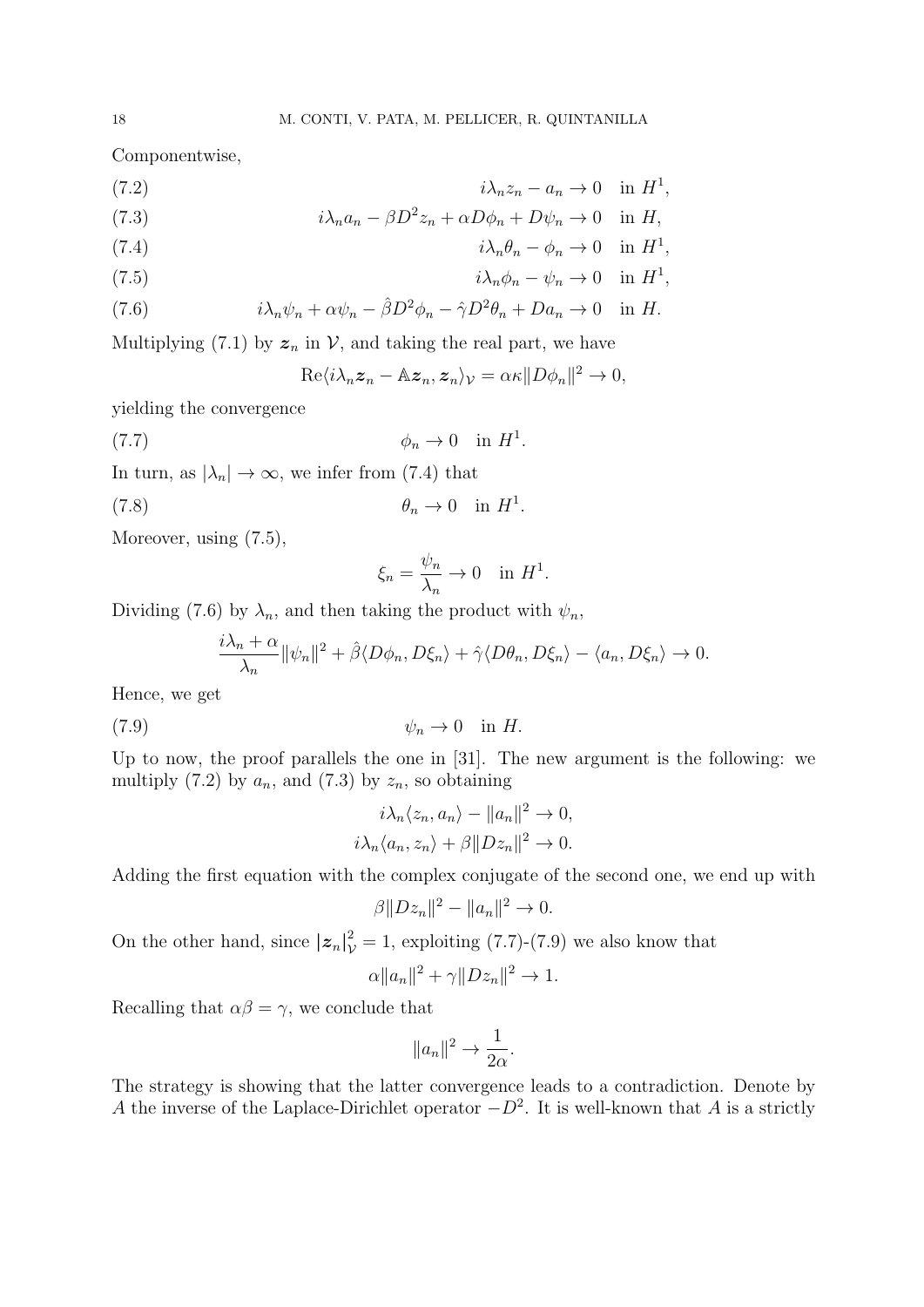Componentwise,

$$i\lambda_n z_n - a_n \to 0 \quad \text{in } H^1, \tag{7.2}$$

$$i\lambda_n a_n - \beta D^2 z_n + \alpha D\phi_n + D\psi_n \to 0 \quad \text{in } H, \tag{7.3}$$

$$i\lambda_n \theta_n - \phi_n \to 0 \quad \text{in } H^1, \tag{7.4}$$

$$i\lambda_n \phi_n - \psi_n \to 0 \quad \text{in } H^1, \tag{7.5}$$

$$i\lambda_n \psi_n + \alpha\psi_n - \hat{\beta} D^2 \phi_n - \hat{\gamma} D^2 \theta_n + D a_n \to 0 \quad \text{in } H. \tag{7.6}$$

Multiplying (7.1) by $\boldsymbol{z}_n$ in $\mathcal{V}$, and taking the real part, we have

$$\mathrm{Re}\langle i\lambda_n \boldsymbol{z}_n - \mathbb{A}\boldsymbol{z}_n, \boldsymbol{z}_n\rangle_{\mathcal{V}} = \alpha\kappa\|D\phi_n\|^2 \to 0,$$

yielding the convergence

$$\phi_n \to 0 \quad \text{in } H^1. \tag{7.7}$$

In turn, as $|\lambda_n| \to \infty$, we infer from (7.4) that

$$\theta_n \to 0 \quad \text{in } H^1. \tag{7.8}$$

Moreover, using (7.5),

$$\xi_n = \frac{\psi_n}{\lambda_n} \to 0 \quad \text{in } H^1.$$

Dividing (7.6) by $\lambda_n$, and then taking the product with $\psi_n$,

$$\frac{i\lambda_n + \alpha}{\lambda_n}\|\psi_n\|^2 + \hat{\beta}\langle D\phi_n, D\xi_n\rangle + \hat{\gamma}\langle D\theta_n, D\xi_n\rangle - \langle a_n, D\xi_n\rangle \to 0.$$

Hence, we get

$$\psi_n \to 0 \quad \text{in } H. \tag{7.9}$$

Up to now, the proof parallels the one in [31]. The new argument is the following: we multiply (7.2) by $a_n$, and (7.3) by $z_n$, so obtaining

$$i\lambda_n\langle z_n, a_n\rangle - \|a_n\|^2 \to 0,$$
$$i\lambda_n\langle a_n, z_n\rangle + \beta\|Dz_n\|^2 \to 0.$$

Adding the first equation with the complex conjugate of the second one, we end up with

$$\beta\|Dz_n\|^2 - \|a_n\|^2 \to 0.$$

On the other hand, since $\|\boldsymbol{z}_n\|^2_{\mathcal{V}} = 1$, exploiting (7.7)-(7.9) we also know that

$$\alpha\|a_n\|^2 + \gamma\|Dz_n\|^2 \to 1.$$

Recalling that $\alpha\beta = \gamma$, we conclude that

$$\|a_n\|^2 \to \frac{1}{2\alpha}.$$

The strategy is showing that the latter convergence leads to a contradiction. Denote by $A$ the inverse of the Laplace-Dirichlet operator $-D^2$. It is well-known that $A$ is a strictly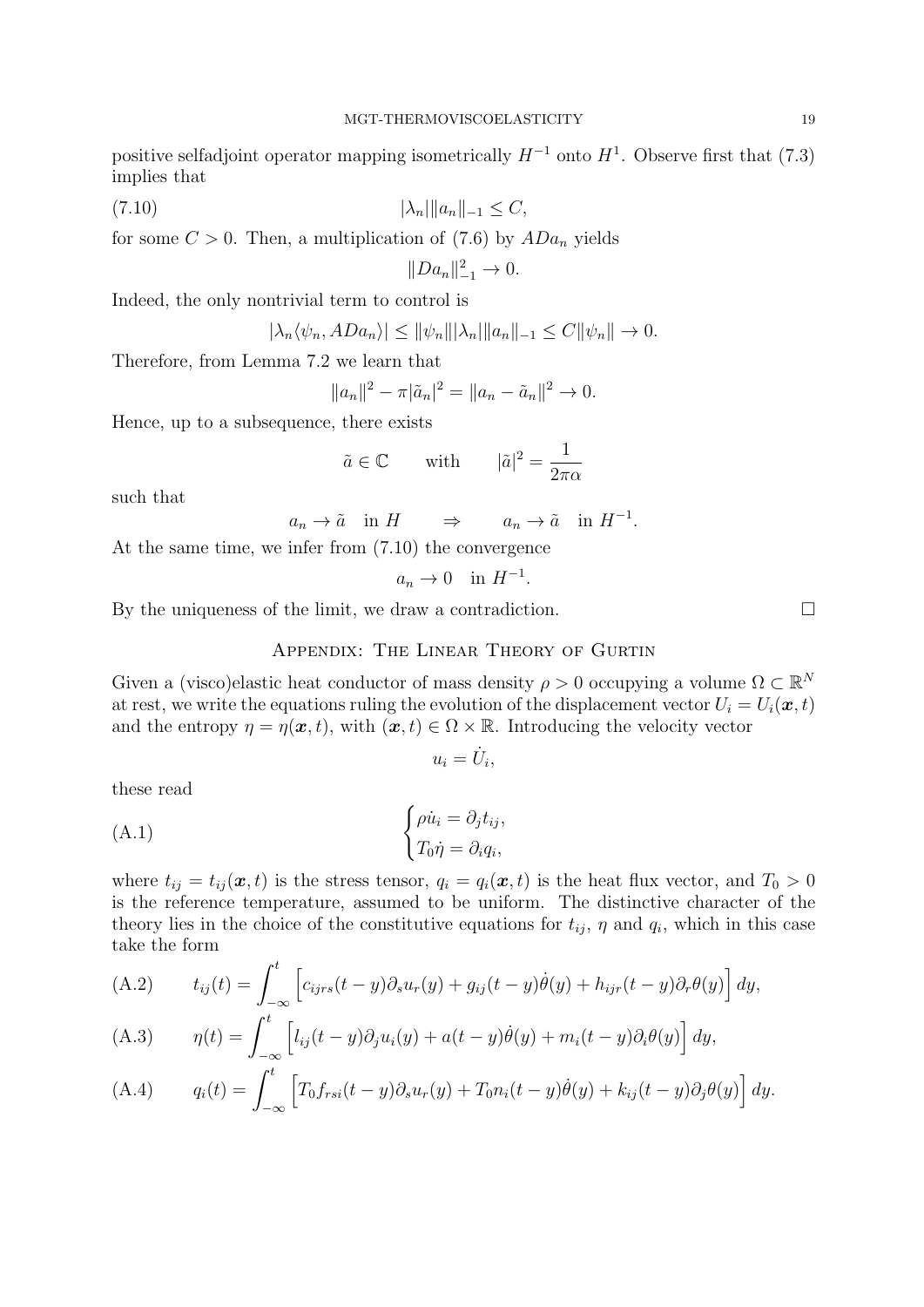positive selfadjoint operator mapping isometrically $H^{-1}$ onto $H^1$. Observe first that (7.3) implies that

$$|\lambda_n|\|a_n\|_{-1} \leq C, \tag{7.10}$$

for some $C > 0$. Then, a multiplication of (7.6) by $ADa_n$ yields

$$\|Da_n\|_{-1}^2 \to 0.$$

Indeed, the only nontrivial term to control is

$$|\lambda_n \langle \psi_n, ADa_n\rangle| \leq \|\psi_n\||\lambda_n|\|a_n\|_{-1} \leq C\|\psi_n\| \to 0.$$

Therefore, from Lemma 7.2 we learn that

$$\|a_n\|^2 - \pi|\tilde{a}_n|^2 = \|a_n - \tilde{a}_n\|^2 \to 0.$$

Hence, up to a subsequence, there exists

$$\tilde{a} \in \mathbb{C} \qquad \text{with} \qquad |\tilde{a}|^2 = \frac{1}{2\pi\alpha}$$

such that

$$a_n \to \tilde{a} \quad \text{in } H \qquad \Rightarrow \qquad a_n \to \tilde{a} \quad \text{in } H^{-1}.$$

At the same time, we infer from (7.10) the convergence

$$a_n \to 0 \quad \text{in } H^{-1}.$$

By the uniqueness of the limit, we draw a contradiction. $\square$

## Appendix: The Linear Theory of Gurtin

Given a (visco)elastic heat conductor of mass density $\rho > 0$ occupying a volume $\Omega \subset \mathbb{R}^N$ at rest, we write the equations ruling the evolution of the displacement vector $U_i = U_i(\boldsymbol{x}, t)$ and the entropy $\eta = \eta(\boldsymbol{x}, t)$, with $(\boldsymbol{x}, t) \in \Omega \times \mathbb{R}$. Introducing the velocity vector

$$u_i = \dot{U}_i,$$

these read

$$\begin{cases} \rho \dot{u}_i = \partial_j t_{ij}, \\ T_0 \dot{\eta} = \partial_i q_i, \end{cases} \tag{A.1}$$

where $t_{ij} = t_{ij}(\boldsymbol{x}, t)$ is the stress tensor, $q_i = q_i(\boldsymbol{x}, t)$ is the heat flux vector, and $T_0 > 0$ is the reference temperature, assumed to be uniform. The distinctive character of the theory lies in the choice of the constitutive equations for $t_{ij}$, $\eta$ and $q_i$, which in this case take the form

$$t_{ij}(t) = \int_{-\infty}^{t} \Big[ c_{ijrs}(t-y)\partial_s u_r(y) + g_{ij}(t-y)\dot{\theta}(y) + h_{ijr}(t-y)\partial_r \theta(y) \Big]\, dy, \tag{A.2}$$

$$\eta(t) = \int_{-\infty}^{t} \Big[ l_{ij}(t-y)\partial_j u_i(y) + a(t-y)\dot{\theta}(y) + m_i(t-y)\partial_i \theta(y) \Big]\, dy, \tag{A.3}$$

$$q_i(t) = \int_{-\infty}^{t} \Big[ T_0 f_{rsi}(t-y)\partial_s u_r(y) + T_0 n_i(t-y)\dot{\theta}(y) + k_{ij}(t-y)\partial_j \theta(y) \Big]\, dy. \tag{A.4}$$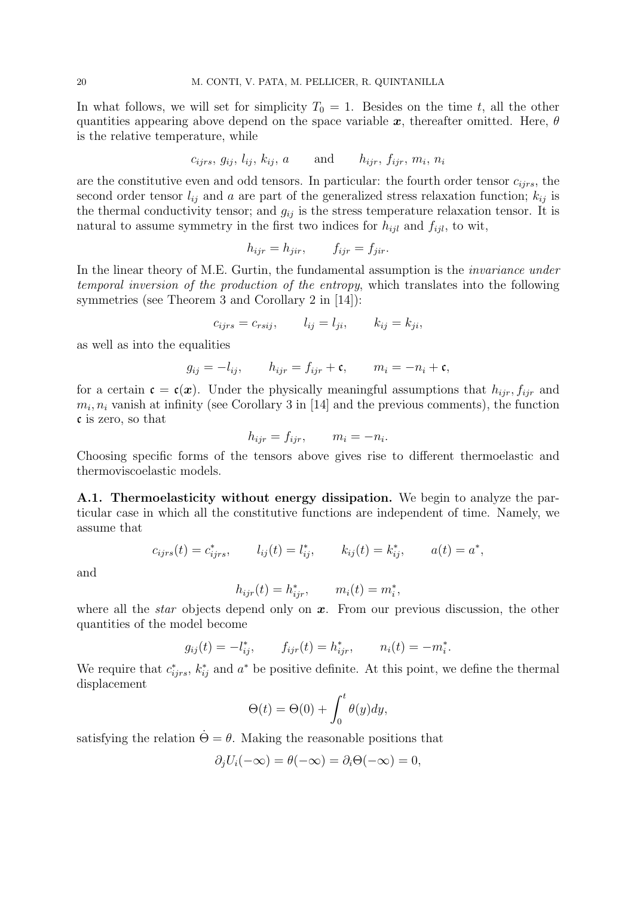In what follows, we will set for simplicity $T_0 = 1$. Besides on the time $t$, all the other quantities appearing above depend on the space variable $\boldsymbol{x}$, thereafter omitted. Here, $\theta$ is the relative temperature, while

$$c_{ijrs},\, g_{ij},\, l_{ij},\, k_{ij},\, a \qquad \text{and} \qquad h_{ijr},\, f_{ijr},\, m_i,\, n_i$$

are the constitutive even and odd tensors. In particular: the fourth order tensor $c_{ijrs}$, the second order tensor $l_{ij}$ and $a$ are part of the generalized stress relaxation function; $k_{ij}$ is the thermal conductivity tensor; and $g_{ij}$ is the stress temperature relaxation tensor. It is natural to assume symmetry in the first two indices for $h_{ijl}$ and $f_{ijl}$, to wit,

$$h_{ijr} = h_{jir}, \qquad f_{ijr} = f_{jir}.$$

In the linear theory of M.E. Gurtin, the fundamental assumption is the *invariance under temporal inversion of the production of the entropy*, which translates into the following symmetries (see Theorem 3 and Corollary 2 in [14]):

$$c_{ijrs} = c_{rsij}, \qquad l_{ij} = l_{ji}, \qquad k_{ij} = k_{ji},$$

as well as into the equalities

$$g_{ij} = -l_{ij}, \qquad h_{ijr} = f_{ijr} + \mathfrak{c}, \qquad m_i = -n_i + \mathfrak{c},$$

for a certain $\mathfrak{c} = \mathfrak{c}(\boldsymbol{x})$. Under the physically meaningful assumptions that $h_{ijr}, f_{ijr}$ and $m_i, n_i$ vanish at infinity (see Corollary 3 in [14] and the previous comments), the function $\mathfrak{c}$ is zero, so that

$$h_{ijr} = f_{ijr}, \qquad m_i = -n_i.$$

Choosing specific forms of the tensors above gives rise to different thermoelastic and thermoviscoelastic models.

**A.1. Thermoelasticity without energy dissipation.** We begin to analyze the particular case in which all the constitutive functions are independent of time. Namely, we assume that

$$c_{ijrs}(t) = c^*_{ijrs}, \qquad l_{ij}(t) = l^*_{ij}, \qquad k_{ij}(t) = k^*_{ij}, \qquad a(t) = a^*,$$

and

$$h_{ijr}(t) = h^*_{ijr}, \qquad m_i(t) = m^*_i,$$

where all the *star* objects depend only on $\boldsymbol{x}$. From our previous discussion, the other quantities of the model become

$$g_{ij}(t) = -l^*_{ij}, \qquad f_{ijr}(t) = h^*_{ijr}, \qquad n_i(t) = -m^*_i.$$

We require that $c^*_{ijrs}$, $k^*_{ij}$ and $a^*$ be positive definite. At this point, we define the thermal displacement

$$\Theta(t) = \Theta(0) + \int_0^t \theta(y)dy,$$

satisfying the relation $\dot{\Theta} = \theta$. Making the reasonable positions that

$$\partial_j U_i(-\infty) = \theta(-\infty) = \partial_i \Theta(-\infty) = 0,$$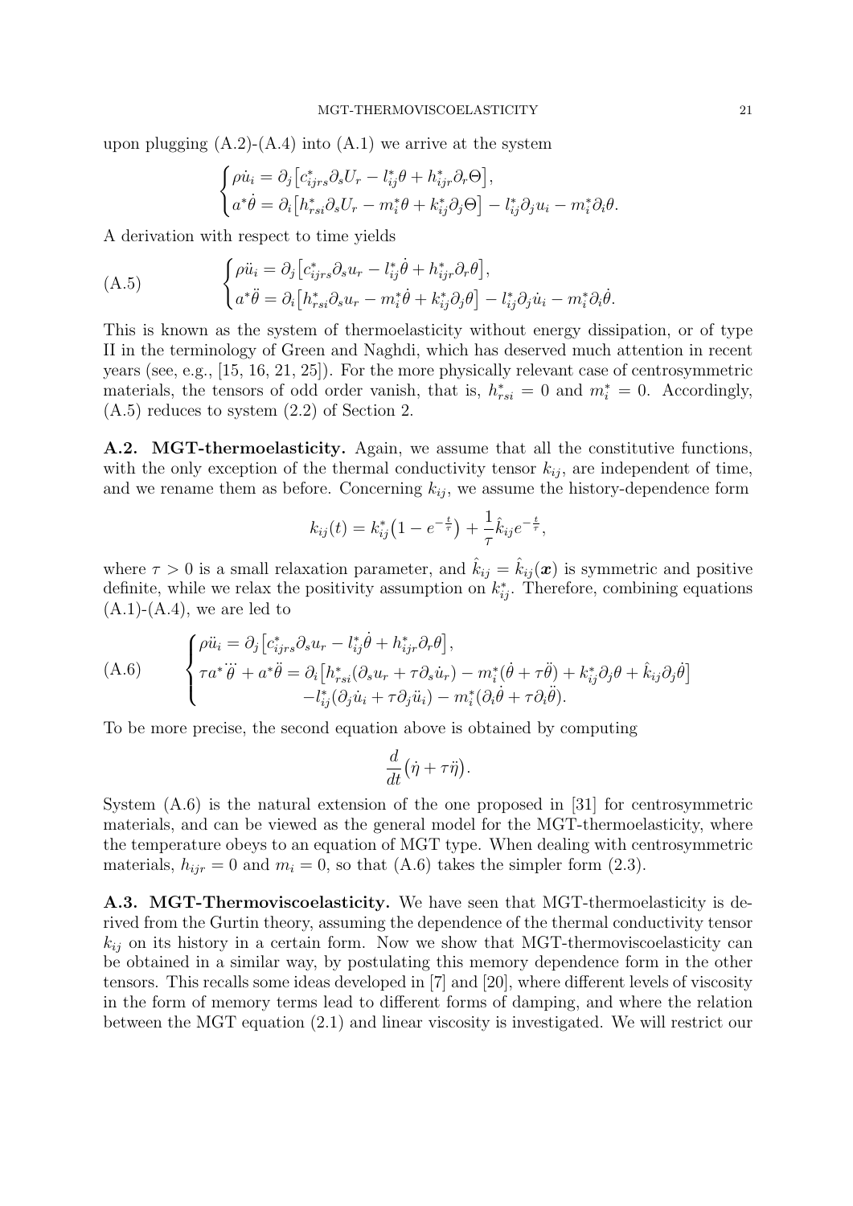upon plugging (A.2)-(A.4) into (A.1) we arrive at the system

$$
\begin{cases}
\rho \dot{u}_i = \partial_j \big[ c^*_{ijrs} \partial_s U_r - l^*_{ij} \theta + h^*_{ijr} \partial_r \Theta \big], \\
a^* \dot{\theta} = \partial_i \big[ h^*_{rsi} \partial_s U_r - m^*_i \theta + k^*_{ij} \partial_j \Theta \big] - l^*_{ij} \partial_j u_i - m^*_i \partial_i \theta.
\end{cases}
$$

A derivation with respect to time yields

$$
\text{(A.5)} \qquad
\begin{cases}
\rho \ddot{u}_i = \partial_j \big[ c^*_{ijrs} \partial_s u_r - l^*_{ij} \dot{\theta} + h^*_{ijr} \partial_r \theta \big], \\
a^* \ddot{\theta} = \partial_i \big[ h^*_{rsi} \partial_s u_r - m^*_i \dot{\theta} + k^*_{ij} \partial_j \theta \big] - l^*_{ij} \partial_j \dot{u}_i - m^*_i \partial_i \dot{\theta}.
\end{cases}
$$

This is known as the system of thermoelasticity without energy dissipation, or of type II in the terminology of Green and Naghdi, which has deserved much attention in recent years (see, e.g., [15, 16, 21, 25]). For the more physically relevant case of centrosymmetric materials, the tensors of odd order vanish, that is, $h^*_{rsi} = 0$ and $m^*_i = 0$. Accordingly, (A.5) reduces to system (2.2) of Section 2.

**A.2. MGT-thermoelasticity.** Again, we assume that all the constitutive functions, with the only exception of the thermal conductivity tensor $k_{ij}$, are independent of time, and we rename them as before. Concerning $k_{ij}$, we assume the history-dependence form

$$
k_{ij}(t) = k^*_{ij} \big( 1 - e^{-\frac{t}{\tau}} \big) + \frac{1}{\tau} \hat{k}_{ij} e^{-\frac{t}{\tau}},
$$

where $\tau > 0$ is a small relaxation parameter, and $\hat{k}_{ij} = \hat{k}_{ij}(\boldsymbol{x})$ is symmetric and positive definite, while we relax the positivity assumption on $k^*_{ij}$. Therefore, combining equations (A.1)-(A.4), we are led to

$$
\text{(A.6)} \qquad
\begin{cases}
\rho \ddot{u}_i = \partial_j \big[ c^*_{ijrs} \partial_s u_r - l^*_{ij} \dot{\theta} + h^*_{ijr} \partial_r \theta \big], \\
\tau a^* \dddot{\theta} + a^* \ddot{\theta} = \partial_i \big[ h^*_{rsi} (\partial_s u_r + \tau \partial_s \dot{u}_r) - m^*_i (\dot{\theta} + \tau \ddot{\theta}) + k^*_{ij} \partial_j \theta + \hat{k}_{ij} \partial_j \dot{\theta} \big] \\
\qquad\qquad - l^*_{ij} (\partial_j \dot{u}_i + \tau \partial_j \ddot{u}_i) - m^*_i (\partial_i \dot{\theta} + \tau \partial_i \ddot{\theta}).
\end{cases}
$$

To be more precise, the second equation above is obtained by computing

$$
\frac{d}{dt} \big( \dot{\eta} + \tau \ddot{\eta} \big).
$$

System (A.6) is the natural extension of the one proposed in [31] for centrosymmetric materials, and can be viewed as the general model for the MGT-thermoelasticity, where the temperature obeys to an equation of MGT type. When dealing with centrosymmetric materials, $h_{ijr} = 0$ and $m_i = 0$, so that (A.6) takes the simpler form (2.3).

**A.3. MGT-Thermoviscoelasticity.** We have seen that MGT-thermoelasticity is derived from the Gurtin theory, assuming the dependence of the thermal conductivity tensor $k_{ij}$ on its history in a certain form. Now we show that MGT-thermoviscoelasticity can be obtained in a similar way, by postulating this memory dependence form in the other tensors. This recalls some ideas developed in [7] and [20], where different levels of viscosity in the form of memory terms lead to different forms of damping, and where the relation between the MGT equation (2.1) and linear viscosity is investigated. We will restrict our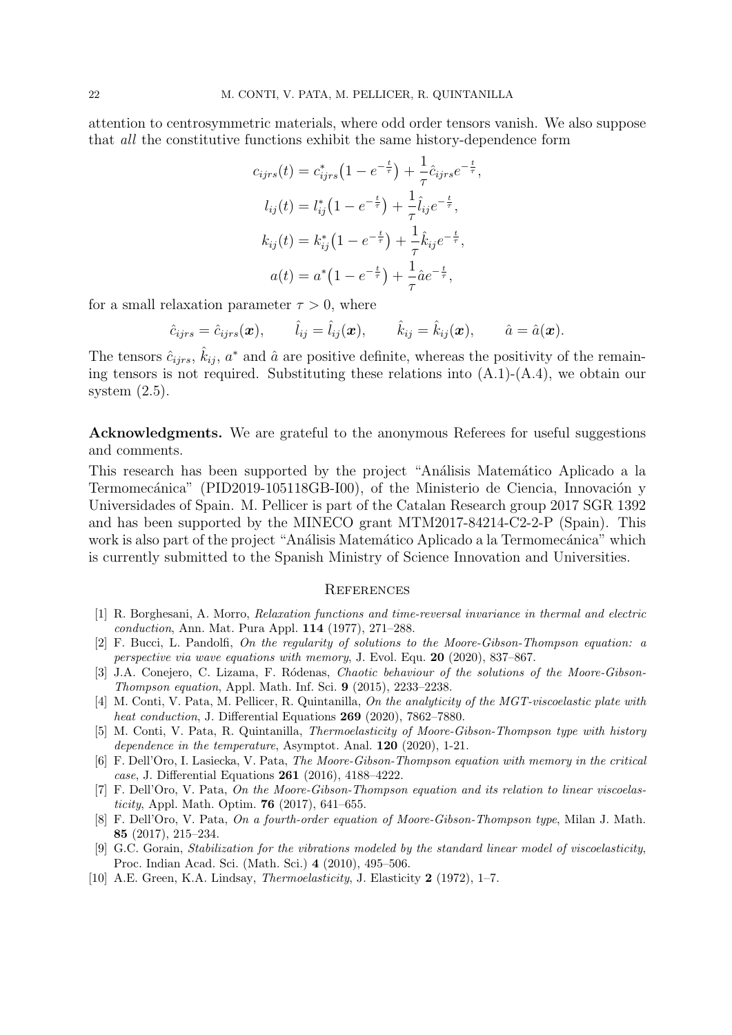attention to centrosymmetric materials, where odd order tensors vanish. We also suppose that *all* the constitutive functions exhibit the same history-dependence form

$$
\begin{aligned}
c_{ijrs}(t) &= c^*_{ijrs}\big(1 - e^{-\frac{t}{\tau}}\big) + \frac{1}{\tau}\hat{c}_{ijrs}e^{-\frac{t}{\tau}},\\
l_{ij}(t) &= l^*_{ij}\big(1 - e^{-\frac{t}{\tau}}\big) + \frac{1}{\tau}\hat{l}_{ij}e^{-\frac{t}{\tau}},\\
k_{ij}(t) &= k^*_{ij}\big(1 - e^{-\frac{t}{\tau}}\big) + \frac{1}{\tau}\hat{k}_{ij}e^{-\frac{t}{\tau}},\\
a(t) &= a^*\big(1 - e^{-\frac{t}{\tau}}\big) + \frac{1}{\tau}\hat{a}e^{-\frac{t}{\tau}},
\end{aligned}
$$

for a small relaxation parameter $\tau > 0$, where

$$
\hat{c}_{ijrs} = \hat{c}_{ijrs}(\boldsymbol{x}), \qquad \hat{l}_{ij} = \hat{l}_{ij}(\boldsymbol{x}), \qquad \hat{k}_{ij} = \hat{k}_{ij}(\boldsymbol{x}), \qquad \hat{a} = \hat{a}(\boldsymbol{x}).
$$

The tensors $\hat{c}_{ijrs}$, $\hat{k}_{ij}$, $a^*$ and $\hat{a}$ are positive definite, whereas the positivity of the remaining tensors is not required. Substituting these relations into (A.1)-(A.4), we obtain our system (2.5).

**Acknowledgments.** We are grateful to the anonymous Referees for useful suggestions and comments.

This research has been supported by the project "Análisis Matemático Aplicado a la Termomecánica" (PID2019-105118GB-I00), of the Ministerio de Ciencia, Innovación y Universidades of Spain. M. Pellicer is part of the Catalan Research group 2017 SGR 1392 and has been supported by the MINECO grant MTM2017-84214-C2-2-P (Spain). This work is also part of the project "Análisis Matemático Aplicado a la Termomecánica" which is currently submitted to the Spanish Ministry of Science Innovation and Universities.

## References

[1] R. Borghesani, A. Morro, *Relaxation functions and time-reversal invariance in thermal and electric conduction*, Ann. Mat. Pura Appl. **114** (1977), 271–288.

[2] F. Bucci, L. Pandolfi, *On the regularity of solutions to the Moore-Gibson-Thompson equation: a perspective via wave equations with memory*, J. Evol. Equ. **20** (2020), 837–867.

[3] J.A. Conejero, C. Lizama, F. Ródenas, *Chaotic behaviour of the solutions of the Moore-Gibson-Thompson equation*, Appl. Math. Inf. Sci. **9** (2015), 2233–2238.

[4] M. Conti, V. Pata, M. Pellicer, R. Quintanilla, *On the analyticity of the MGT-viscoelastic plate with heat conduction*, J. Differential Equations **269** (2020), 7862–7880.

[5] M. Conti, V. Pata, R. Quintanilla, *Thermoelasticity of Moore-Gibson-Thompson type with history dependence in the temperature*, Asymptot. Anal. **120** (2020), 1-21.

[6] F. Dell'Oro, I. Lasiecka, V. Pata, *The Moore-Gibson-Thompson equation with memory in the critical case*, J. Differential Equations **261** (2016), 4188–4222.

[7] F. Dell'Oro, V. Pata, *On the Moore-Gibson-Thompson equation and its relation to linear viscoelasticity*, Appl. Math. Optim. **76** (2017), 641–655.

[8] F. Dell'Oro, V. Pata, *On a fourth-order equation of Moore-Gibson-Thompson type*, Milan J. Math. **85** (2017), 215–234.

[9] G.C. Gorain, *Stabilization for the vibrations modeled by the standard linear model of viscoelasticity*, Proc. Indian Acad. Sci. (Math. Sci.) **4** (2010), 495–506.

[10] A.E. Green, K.A. Lindsay, *Thermoelasticity*, J. Elasticity **2** (1972), 1–7.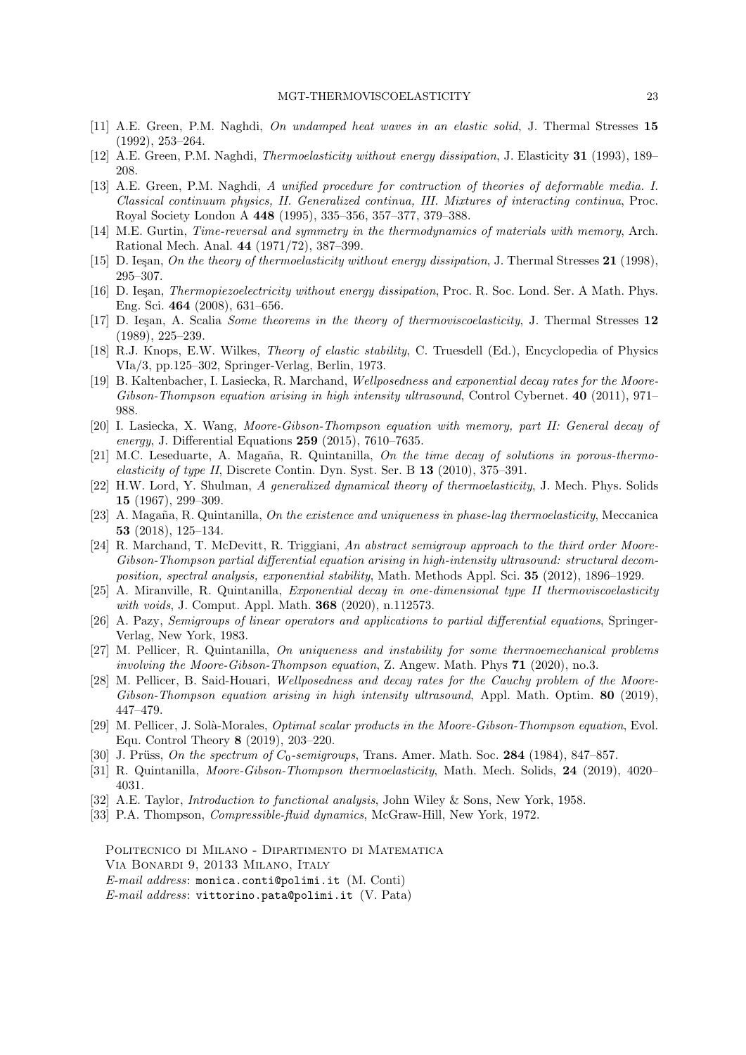[11] A.E. Green, P.M. Naghdi, *On undamped heat waves in an elastic solid*, J. Thermal Stresses **15** (1992), 253–264.

[12] A.E. Green, P.M. Naghdi, *Thermoelasticity without energy dissipation*, J. Elasticity **31** (1993), 189–208.

[13] A.E. Green, P.M. Naghdi, *A unified procedure for contruction of theories of deformable media. I. Classical continuum physics, II. Generalized continua, III. Mixtures of interacting continua*, Proc. Royal Society London A **448** (1995), 335–356, 357–377, 379–388.

[14] M.E. Gurtin, *Time-reversal and symmetry in the thermodynamics of materials with memory*, Arch. Rational Mech. Anal. **44** (1971/72), 387–399.

[15] D. Ieşan, *On the theory of thermoelasticity without energy dissipation*, J. Thermal Stresses **21** (1998), 295–307.

[16] D. Ieşan, *Thermopiezoelectricity without energy dissipation*, Proc. R. Soc. Lond. Ser. A Math. Phys. Eng. Sci. **464** (2008), 631–656.

[17] D. Ieşan, A. Scalia *Some theorems in the theory of thermoviscoelasticity*, J. Thermal Stresses **12** (1989), 225–239.

[18] R.J. Knops, E.W. Wilkes, *Theory of elastic stability*, C. Truesdell (Ed.), Encyclopedia of Physics VIa/3, pp.125–302, Springer-Verlag, Berlin, 1973.

[19] B. Kaltenbacher, I. Lasiecka, R. Marchand, *Wellposedness and exponential decay rates for the Moore-Gibson-Thompson equation arising in high intensity ultrasound*, Control Cybernet. **40** (2011), 971–988.

[20] I. Lasiecka, X. Wang, *Moore-Gibson-Thompson equation with memory, part II: General decay of energy*, J. Differential Equations **259** (2015), 7610–7635.

[21] M.C. Leseduarte, A. Magaña, R. Quintanilla, *On the time decay of solutions in porous-thermo-elasticity of type II*, Discrete Contin. Dyn. Syst. Ser. B **13** (2010), 375–391.

[22] H.W. Lord, Y. Shulman, *A generalized dynamical theory of thermoelasticity*, J. Mech. Phys. Solids **15** (1967), 299–309.

[23] A. Magaña, R. Quintanilla, *On the existence and uniqueness in phase-lag thermoelasticity*, Meccanica **53** (2018), 125–134.

[24] R. Marchand, T. McDevitt, R. Triggiani, *An abstract semigroup approach to the third order Moore-Gibson-Thompson partial differential equation arising in high-intensity ultrasound: structural decomposition, spectral analysis, exponential stability*, Math. Methods Appl. Sci. **35** (2012), 1896–1929.

[25] A. Miranville, R. Quintanilla, *Exponential decay in one-dimensional type II thermoviscoelasticity with voids*, J. Comput. Appl. Math. **368** (2020), n.112573.

[26] A. Pazy, *Semigroups of linear operators and applications to partial differential equations*, Springer-Verlag, New York, 1983.

[27] M. Pellicer, R. Quintanilla, *On uniqueness and instability for some thermoemechanical problems involving the Moore-Gibson-Thompson equation*, Z. Angew. Math. Phys **71** (2020), no.3.

[28] M. Pellicer, B. Said-Houari, *Wellposedness and decay rates for the Cauchy problem of the Moore-Gibson-Thompson equation arising in high intensity ultrasound*, Appl. Math. Optim. **80** (2019), 447–479.

[29] M. Pellicer, J. Solà-Morales, *Optimal scalar products in the Moore-Gibson-Thompson equation*, Evol. Equ. Control Theory **8** (2019), 203–220.

[30] J. Prüss, *On the spectrum of $C_0$-semigroups*, Trans. Amer. Math. Soc. **284** (1984), 847–857.

[31] R. Quintanilla, *Moore-Gibson-Thompson thermoelasticity*, Math. Mech. Solids, **24** (2019), 4020–4031.

[32] A.E. Taylor, *Introduction to functional analysis*, John Wiley & Sons, New York, 1958.

[33] P.A. Thompson, *Compressible-fluid dynamics*, McGraw-Hill, New York, 1972.

Politecnico di Milano - Dipartimento di Matematica
Via Bonardi 9, 20133 Milano, Italy
*E-mail address*: monica.conti@polimi.it (M. Conti)
*E-mail address*: vittorino.pata@polimi.it (V. Pata)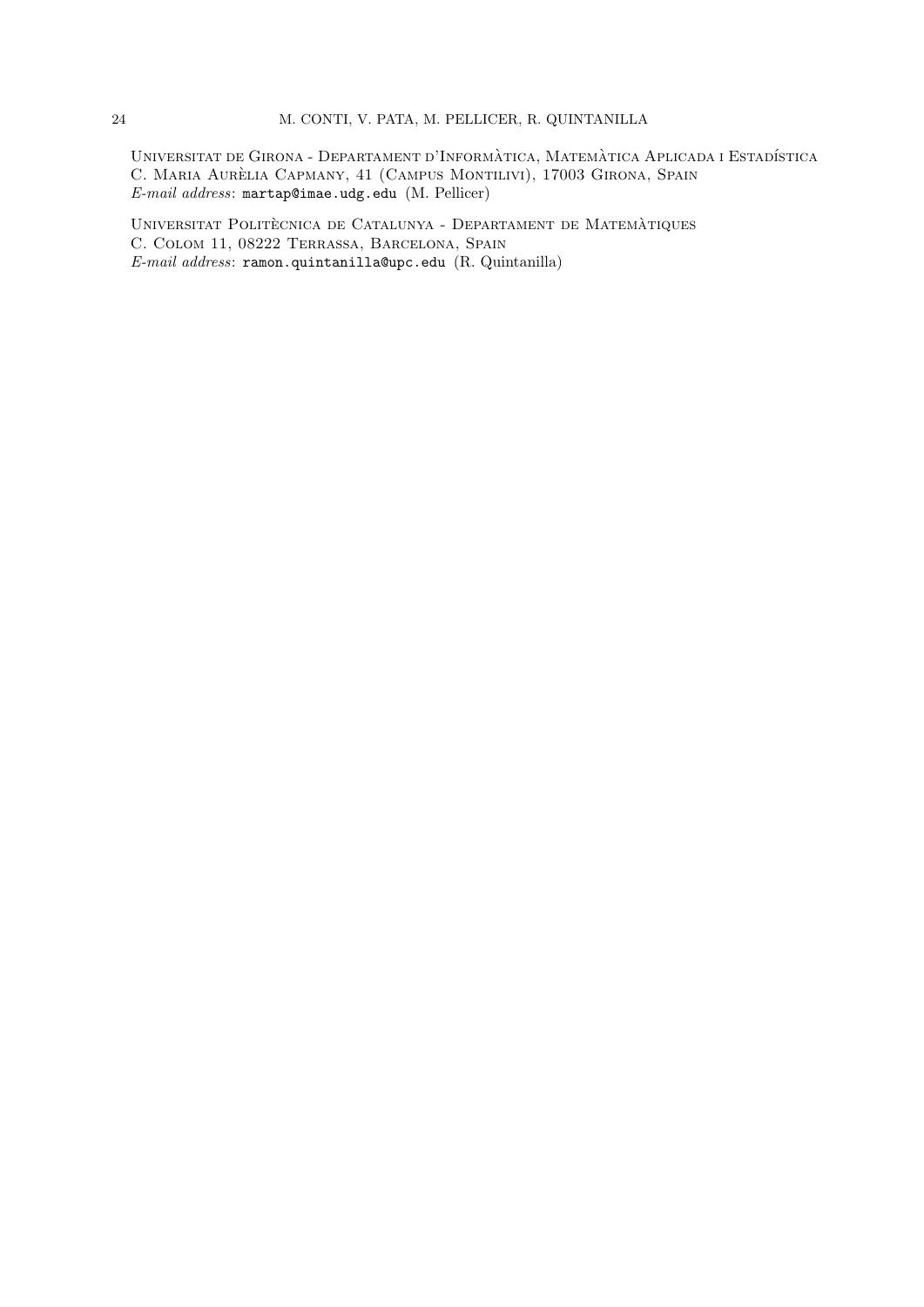Universitat de Girona - Departament d'Informàtica, Matemàtica Aplicada i Estadística
C. Maria Aurèlia Capmany, 41 (Campus Montilivi), 17003 Girona, Spain
*E-mail address*: `martap@imae.udg.edu` (M. Pellicer)

Universitat Politècnica de Catalunya - Departament de Matemàtiques
C. Colom 11, 08222 Terrassa, Barcelona, Spain
*E-mail address*: `ramon.quintanilla@upc.edu` (R. Quintanilla)